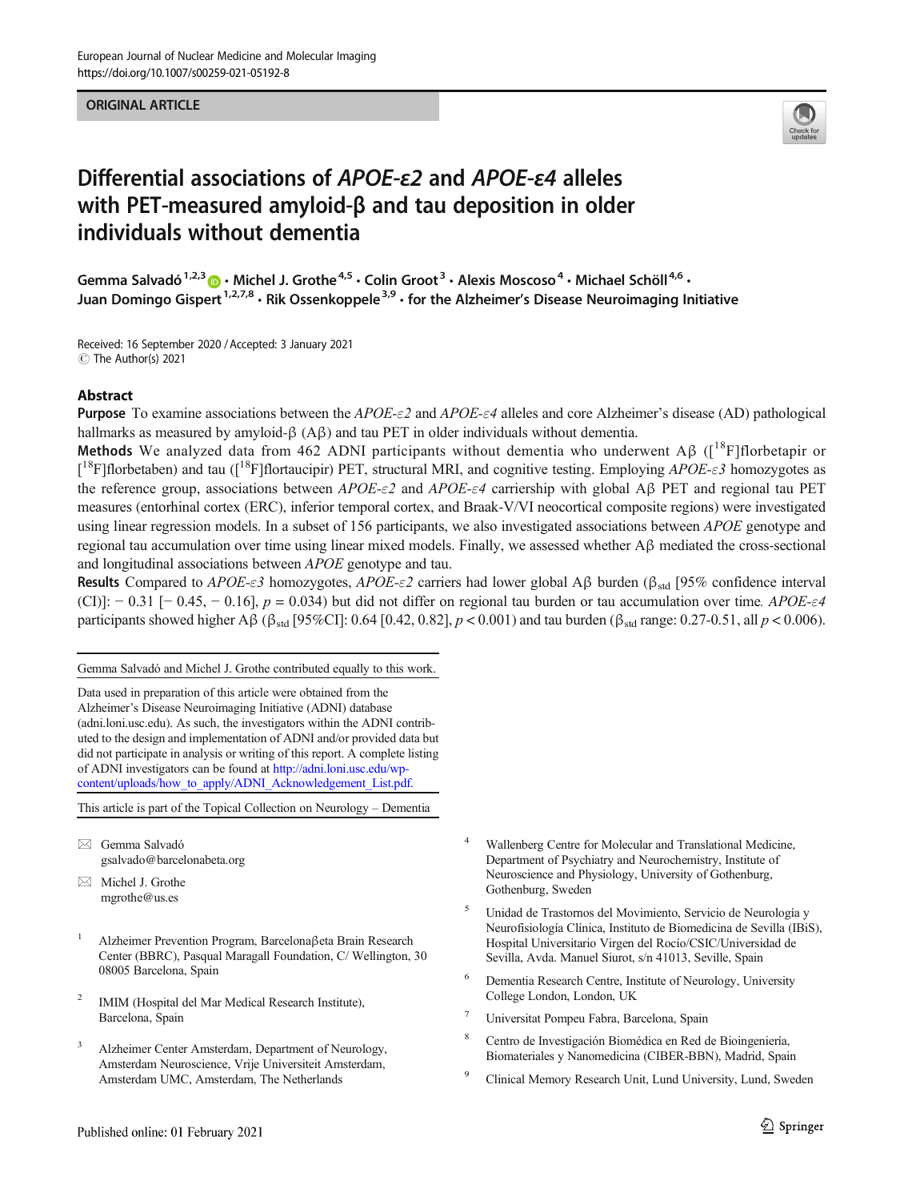ORIGINAL ARTICLE

# Differential associations of *APOE-ε2* and *APOE-ε4* alleles with PET-measured amyloid-β and tau deposition in older individuals without dementia

Gemma Salvadó[1,2,3] · Michel J. Grothe[4,5] · Colin Groot[3] · Alexis Moscoso[4] · Michael Schöll[4,6] · Juan Domingo Gispert[1,2,7,8] · Rik Ossenkoppele[3,9] · for the Alzheimer's Disease Neuroimaging Initiative

Received: 16 September 2020 / Accepted: 3 January 2021
© The Author(s) 2021

## Abstract

**Purpose** To examine associations between the *APOE-ε2* and *APOE-ε4* alleles and core Alzheimer's disease (AD) pathological hallmarks as measured by amyloid-β (Aβ) and tau PET in older individuals without dementia.

**Methods** We analyzed data from 462 ADNI participants without dementia who underwent Aβ ([$^{18}$F]florbetapir or [$^{18}$F]florbetaben) and tau ([$^{18}$F]flortaucipir) PET, structural MRI, and cognitive testing. Employing *APOE-ε3* homozygotes as the reference group, associations between *APOE-ε2* and *APOE-ε4* carriership with global Aβ PET and regional tau PET measures (entorhinal cortex (ERC), inferior temporal cortex, and Braak-V/VI neocortical composite regions) were investigated using linear regression models. In a subset of 156 participants, we also investigated associations between *APOE* genotype and regional tau accumulation over time using linear mixed models. Finally, we assessed whether Aβ mediated the cross-sectional and longitudinal associations between *APOE* genotype and tau.

**Results** Compared to *APOE-ε3* homozygotes, *APOE-ε2* carriers had lower global Aβ burden ($\beta_{std}$ [95% confidence interval (CI)]: − 0.31 [− 0.45, − 0.16], $p = 0.034$) but did not differ on regional tau burden or tau accumulation over time. *APOE-ε4* participants showed higher Aβ ($\beta_{std}$ [95%CI]: 0.64 [0.42, 0.82], $p < 0.001$) and tau burden ($\beta_{std}$ range: 0.27-0.51, all $p < 0.006$).

---

Gemma Salvadó and Michel J. Grothe contributed equally to this work.

Data used in preparation of this article were obtained from the Alzheimer's Disease Neuroimaging Initiative (ADNI) database (adni.loni.usc.edu). As such, the investigators within the ADNI contributed to the design and implementation of ADNI and/or provided data but did not participate in analysis or writing of this report. A complete listing of ADNI investigators can be found at http://adni.loni.usc.edu/wp-content/uploads/how_to_apply/ADNI_Acknowledgement_List.pdf.

This article is part of the Topical Collection on Neurology – Dementia

✉ Gemma Salvadó
gsalvado@barcelonabeta.org

✉ Michel J. Grothe
mgrothe@us.es

1 Alzheimer Prevention Program, Barcelonaβeta Brain Research Center (BBRC), Pasqual Maragall Foundation, C/ Wellington, 30 08005 Barcelona, Spain

2 IMIM (Hospital del Mar Medical Research Institute), Barcelona, Spain

3 Alzheimer Center Amsterdam, Department of Neurology, Amsterdam Neuroscience, Vrije Universiteit Amsterdam, Amsterdam UMC, Amsterdam, The Netherlands

4 Wallenberg Centre for Molecular and Translational Medicine, Department of Psychiatry and Neurochemistry, Institute of Neuroscience and Physiology, University of Gothenburg, Gothenburg, Sweden

5 Unidad de Trastornos del Movimiento, Servicio de Neurología y Neurofisiología Clínica, Instituto de Biomedicina de Sevilla (IBiS), Hospital Universitario Virgen del Rocío/CSIC/Universidad de Sevilla, Avda. Manuel Siurot, s/n 41013, Seville, Spain

6 Dementia Research Centre, Institute of Neurology, University College London, London, UK

7 Universitat Pompeu Fabra, Barcelona, Spain

8 Centro de Investigación Biomédica en Red de Bioingeniería, Biomateriales y Nanomedicina (CIBER-BBN), Madrid, Spain

9 Clinical Memory Research Unit, Lund University, Lund, Sweden

Published online: 01 February 2021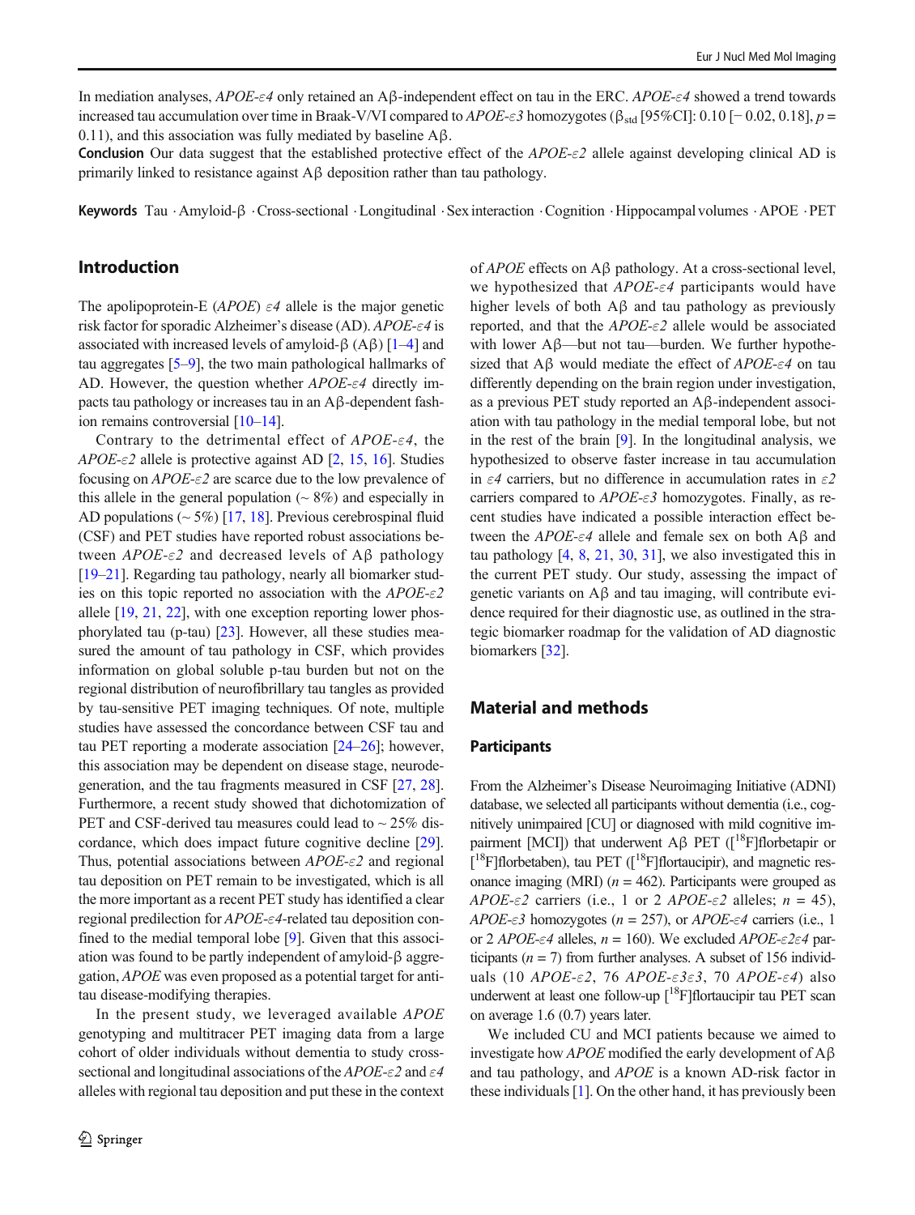In mediation analyses, *APOE-ε4* only retained an Aβ-independent effect on tau in the ERC. *APOE-ε4* showed a trend towards increased tau accumulation over time in Braak-V/VI compared to *APOE-ε3* homozygotes ($\beta_{std}$ [95%CI]: 0.10 [− 0.02, 0.18], $p$ = 0.11), and this association was fully mediated by baseline Aβ.

**Conclusion** Our data suggest that the established protective effect of the *APOE-ε2* allele against developing clinical AD is primarily linked to resistance against Aβ deposition rather than tau pathology.

**Keywords** Tau · Amyloid-β · Cross-sectional · Longitudinal · Sex interaction · Cognition · Hippocampal volumes · APOE · PET

## Introduction

The apolipoprotein-E (*APOE*) *ε4* allele is the major genetic risk factor for sporadic Alzheimer's disease (AD). *APOE-ε4* is associated with increased levels of amyloid-β (Aβ) [1–4] and tau aggregates [5–9], the two main pathological hallmarks of AD. However, the question whether *APOE-ε4* directly impacts tau pathology or increases tau in an Aβ-dependent fashion remains controversial [10–14].

Contrary to the detrimental effect of *APOE-ε4*, the *APOE-ε2* allele is protective against AD [2, 15, 16]. Studies focusing on *APOE-ε2* are scarce due to the low prevalence of this allele in the general population (~ 8%) and especially in AD populations (~ 5%) [17, 18]. Previous cerebrospinal fluid (CSF) and PET studies have reported robust associations between *APOE-ε2* and decreased levels of Aβ pathology [19–21]. Regarding tau pathology, nearly all biomarker studies on this topic reported no association with the *APOE-ε2* allele [19, 21, 22], with one exception reporting lower phosphorylated tau (p-tau) [23]. However, all these studies measured the amount of tau pathology in CSF, which provides information on global soluble p-tau burden but not on the regional distribution of neurofibrillary tau tangles as provided by tau-sensitive PET imaging techniques. Of note, multiple studies have assessed the concordance between CSF tau and tau PET reporting a moderate association [24–26]; however, this association may be dependent on disease stage, neurodegeneration, and the tau fragments measured in CSF [27, 28]. Furthermore, a recent study showed that dichotomization of PET and CSF-derived tau measures could lead to ~ 25% discordance, which does impact future cognitive decline [29]. Thus, potential associations between *APOE-ε2* and regional tau deposition on PET remain to be investigated, which is all the more important as a recent PET study has identified a clear regional predilection for *APOE-ε4*-related tau deposition confined to the medial temporal lobe [9]. Given that this association was found to be partly independent of amyloid-β aggregation, *APOE* was even proposed as a potential target for anti-tau disease-modifying therapies.

In the present study, we leveraged available *APOE* genotyping and multitracer PET imaging data from a large cohort of older individuals without dementia to study cross-sectional and longitudinal associations of the *APOE-ε2* and *ε4* alleles with regional tau deposition and put these in the context of *APOE* effects on Aβ pathology. At a cross-sectional level, we hypothesized that *APOE-ε4* participants would have higher levels of both Aβ and tau pathology as previously reported, and that the *APOE-ε2* allele would be associated with lower Aβ—but not tau—burden. We further hypothesized that Aβ would mediate the effect of *APOE-ε4* on tau differently depending on the brain region under investigation, as a previous PET study reported an Aβ-independent association with tau pathology in the medial temporal lobe, but not in the rest of the brain [9]. In the longitudinal analysis, we hypothesized to observe faster increase in tau accumulation in *ε4* carriers, but no difference in accumulation rates in *ε2* carriers compared to *APOE-ε3* homozygotes. Finally, as recent studies have indicated a possible interaction effect between the *APOE-ε4* allele and female sex on both Aβ and tau pathology [4, 8, 21, 30, 31], we also investigated this in the current PET study. Our study, assessing the impact of genetic variants on Aβ and tau imaging, will contribute evidence required for their diagnostic use, as outlined in the strategic biomarker roadmap for the validation of AD diagnostic biomarkers [32].

## Material and methods

### Participants

From the Alzheimer's Disease Neuroimaging Initiative (ADNI) database, we selected all participants without dementia (i.e., cognitively unimpaired [CU] or diagnosed with mild cognitive impairment [MCI]) that underwent Aβ PET ([$^{18}$F]florbetapir or [$^{18}$F]florbetaben), tau PET ([$^{18}$F]flortaucipir), and magnetic resonance imaging (MRI) ($n$ = 462). Participants were grouped as *APOE-ε2* carriers (i.e., 1 or 2 *APOE-ε2* alleles; $n$ = 45), *APOE-ε3* homozygotes ($n$ = 257), or *APOE-ε4* carriers (i.e., 1 or 2 *APOE-ε4* alleles, $n$ = 160). We excluded *APOE-ε2ε4* participants ($n$ = 7) from further analyses. A subset of 156 individuals (10 *APOE-ε2*, 76 *APOE-ε3ε3*, 70 *APOE-ε4*) also underwent at least one follow-up [$^{18}$F]flortaucipir tau PET scan on average 1.6 (0.7) years later.

We included CU and MCI patients because we aimed to investigate how *APOE* modified the early development of Aβ and tau pathology, and *APOE* is a known AD-risk factor in these individuals [1]. On the other hand, it has previously been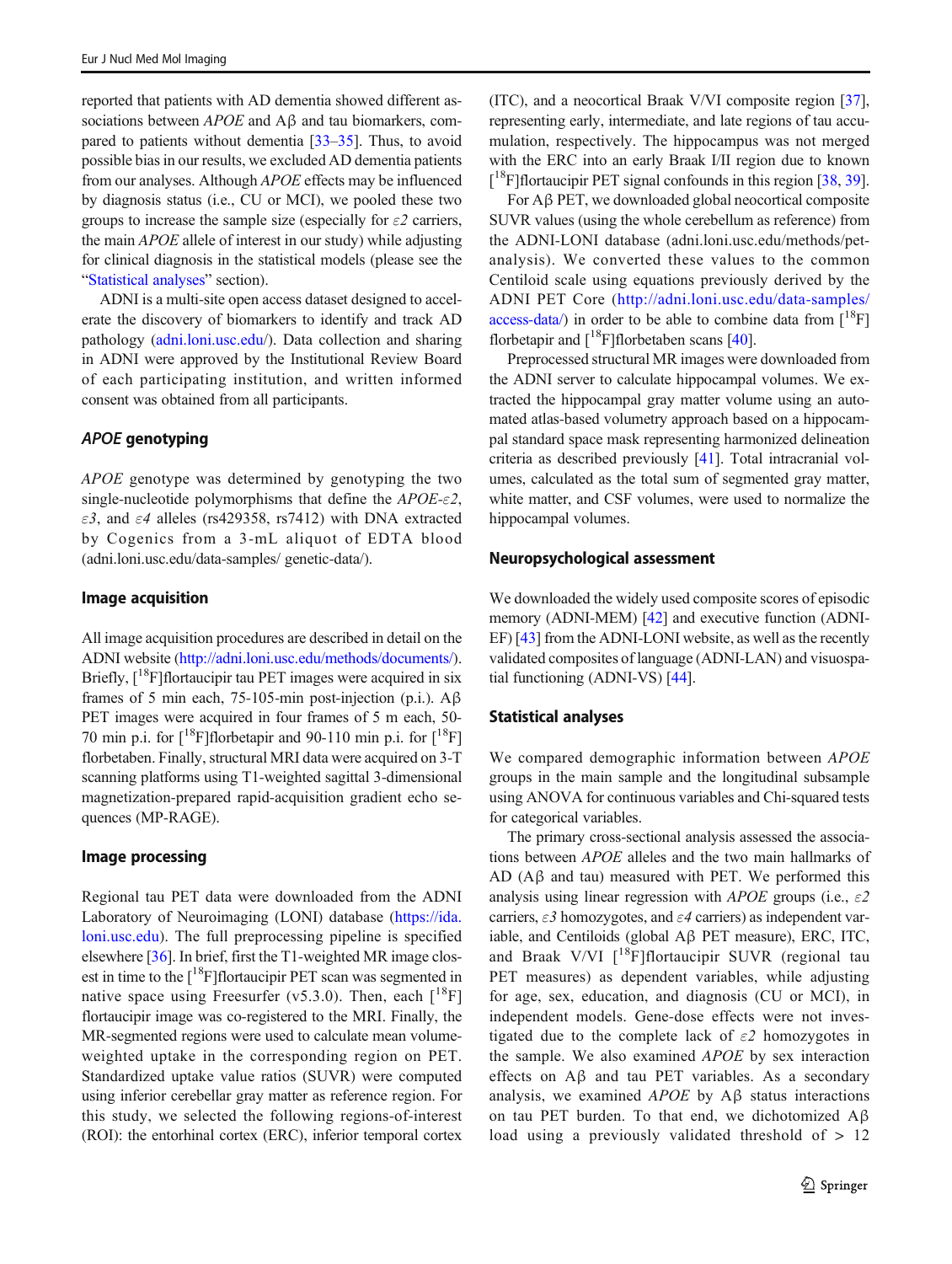reported that patients with AD dementia showed different associations between *APOE* and Aβ and tau biomarkers, compared to patients without dementia [33–35]. Thus, to avoid possible bias in our results, we excluded AD dementia patients from our analyses. Although *APOE* effects may be influenced by diagnosis status (i.e., CU or MCI), we pooled these two groups to increase the sample size (especially for *ε2* carriers, the main *APOE* allele of interest in our study) while adjusting for clinical diagnosis in the statistical models (please see the "Statistical analyses" section).

ADNI is a multi-site open access dataset designed to accelerate the discovery of biomarkers to identify and track AD pathology (adni.loni.usc.edu/). Data collection and sharing in ADNI were approved by the Institutional Review Board of each participating institution, and written informed consent was obtained from all participants.

### *APOE* genotyping

*APOE* genotype was determined by genotyping the two single-nucleotide polymorphisms that define the *APOE-ε2*, *ε3*, and *ε4* alleles (rs429358, rs7412) with DNA extracted by Cogenics from a 3-mL aliquot of EDTA blood (adni.loni.usc.edu/data-samples/ genetic-data/).

### Image acquisition

All image acquisition procedures are described in detail on the ADNI website (http://adni.loni.usc.edu/methods/documents/). Briefly, [18F]flortaucipir tau PET images were acquired in six frames of 5 min each, 75-105-min post-injection (p.i.). Aβ PET images were acquired in four frames of 5 m each, 50-70 min p.i. for [18F]florbetapir and 90-110 min p.i. for [18F] florbetaben. Finally, structural MRI data were acquired on 3-T scanning platforms using T1-weighted sagittal 3-dimensional magnetization-prepared rapid-acquisition gradient echo sequences (MP-RAGE).

### Image processing

Regional tau PET data were downloaded from the ADNI Laboratory of Neuroimaging (LONI) database (https://ida.loni.usc.edu). The full preprocessing pipeline is specified elsewhere [36]. In brief, first the T1-weighted MR image closest in time to the [18F]flortaucipir PET scan was segmented in native space using Freesurfer (v5.3.0). Then, each [18F] flortaucipir image was co-registered to the MRI. Finally, the MR-segmented regions were used to calculate mean volume-weighted uptake in the corresponding region on PET. Standardized uptake value ratios (SUVR) were computed using inferior cerebellar gray matter as reference region. For this study, we selected the following regions-of-interest (ROI): the entorhinal cortex (ERC), inferior temporal cortex (ITC), and a neocortical Braak V/VI composite region [37], representing early, intermediate, and late regions of tau accumulation, respectively. The hippocampus was not merged with the ERC into an early Braak I/II region due to known [18F]flortaucipir PET signal confounds in this region [38, 39].

For Aβ PET, we downloaded global neocortical composite SUVR values (using the whole cerebellum as reference) from the ADNI-LONI database (adni.loni.usc.edu/methods/pet-analysis). We converted these values to the common Centiloid scale using equations previously derived by the ADNI PET Core (http://adni.loni.usc.edu/data-samples/access-data/) in order to be able to combine data from [18F] florbetapir and [18F]florbetaben scans [40].

Preprocessed structural MR images were downloaded from the ADNI server to calculate hippocampal volumes. We extracted the hippocampal gray matter volume using an automated atlas-based volumetry approach based on a hippocampal standard space mask representing harmonized delineation criteria as described previously [41]. Total intracranial volumes, calculated as the total sum of segmented gray matter, white matter, and CSF volumes, were used to normalize the hippocampal volumes.

### Neuropsychological assessment

We downloaded the widely used composite scores of episodic memory (ADNI-MEM) [42] and executive function (ADNI-EF) [43] from the ADNI-LONI website, as well as the recently validated composites of language (ADNI-LAN) and visuospatial functioning (ADNI-VS) [44].

### Statistical analyses

We compared demographic information between *APOE* groups in the main sample and the longitudinal subsample using ANOVA for continuous variables and Chi-squared tests for categorical variables.

The primary cross-sectional analysis assessed the associations between *APOE* alleles and the two main hallmarks of AD (Aβ and tau) measured with PET. We performed this analysis using linear regression with *APOE* groups (i.e., *ε2* carriers, *ε3* homozygotes, and *ε4* carriers) as independent variable, and Centiloids (global Aβ PET measure), ERC, ITC, and Braak V/VI [18F]flortaucipir SUVR (regional tau PET measures) as dependent variables, while adjusting for age, sex, education, and diagnosis (CU or MCI), in independent models. Gene-dose effects were not investigated due to the complete lack of *ε2* homozygotes in the sample. We also examined *APOE* by sex interaction effects on Aβ and tau PET variables. As a secondary analysis, we examined *APOE* by Aβ status interactions on tau PET burden. To that end, we dichotomized Aβ load using a previously validated threshold of > 12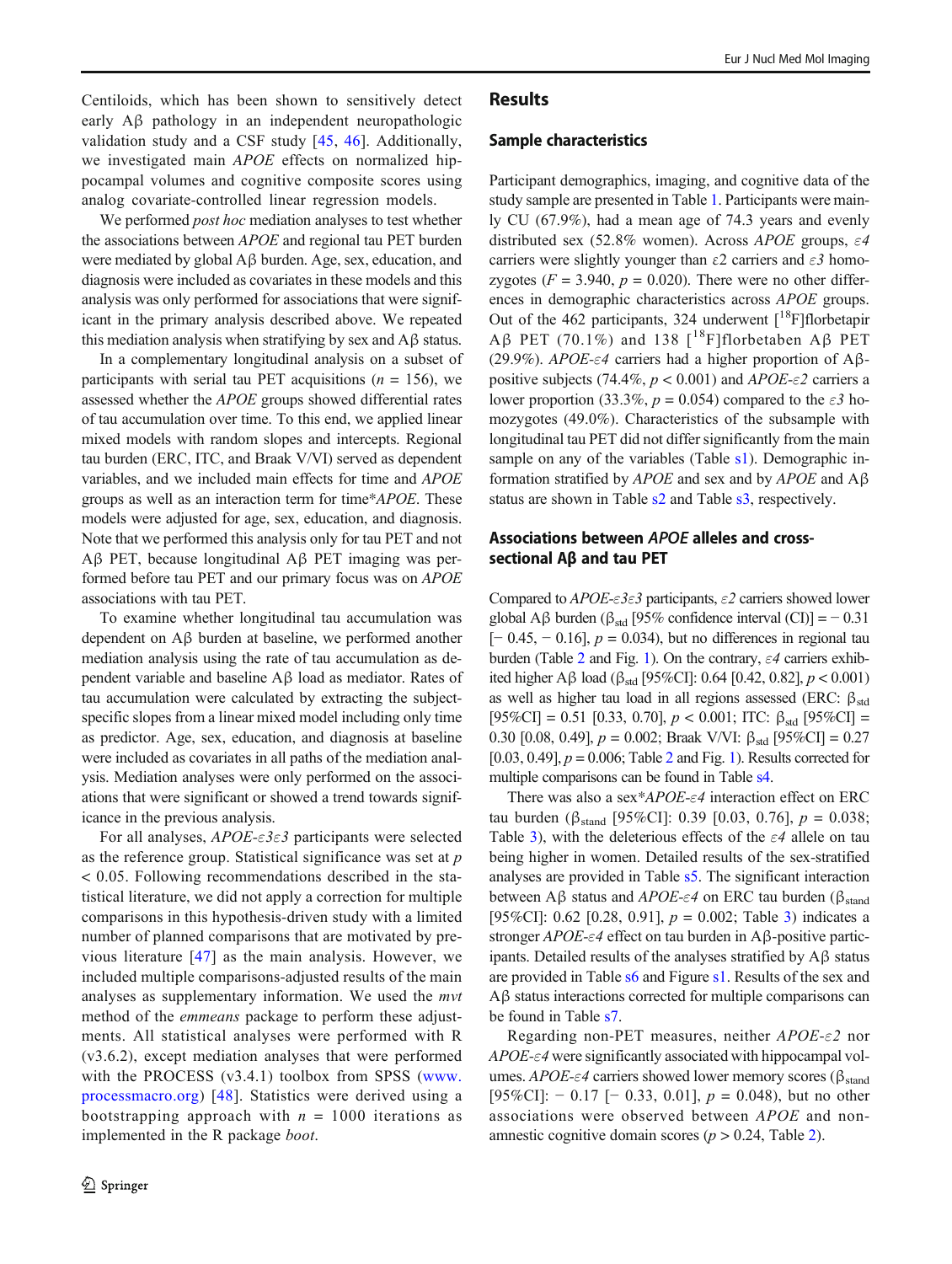Centiloids, which has been shown to sensitively detect early Aβ pathology in an independent neuropathologic validation study and a CSF study [45, 46]. Additionally, we investigated main *APOE* effects on normalized hippocampal volumes and cognitive composite scores using analog covariate-controlled linear regression models.

We performed *post hoc* mediation analyses to test whether the associations between *APOE* and regional tau PET burden were mediated by global Aβ burden. Age, sex, education, and diagnosis were included as covariates in these models and this analysis was only performed for associations that were significant in the primary analysis described above. We repeated this mediation analysis when stratifying by sex and Aβ status.

In a complementary longitudinal analysis on a subset of participants with serial tau PET acquisitions ($n$ = 156), we assessed whether the *APOE* groups showed differential rates of tau accumulation over time. To this end, we applied linear mixed models with random slopes and intercepts. Regional tau burden (ERC, ITC, and Braak V/VI) served as dependent variables, and we included main effects for time and *APOE* groups as well as an interaction term for time\**APOE*. These models were adjusted for age, sex, education, and diagnosis. Note that we performed this analysis only for tau PET and not Aβ PET, because longitudinal Aβ PET imaging was performed before tau PET and our primary focus was on *APOE* associations with tau PET.

To examine whether longitudinal tau accumulation was dependent on Aβ burden at baseline, we performed another mediation analysis using the rate of tau accumulation as dependent variable and baseline Aβ load as mediator. Rates of tau accumulation were calculated by extracting the subject-specific slopes from a linear mixed model including only time as predictor. Age, sex, education, and diagnosis at baseline were included as covariates in all paths of the mediation analysis. Mediation analyses were only performed on the associations that were significant or showed a trend towards significance in the previous analysis.

For all analyses, *APOE-ε3ε3* participants were selected as the reference group. Statistical significance was set at $p$ < 0.05. Following recommendations described in the statistical literature, we did not apply a correction for multiple comparisons in this hypothesis-driven study with a limited number of planned comparisons that are motivated by previous literature [47] as the main analysis. However, we included multiple comparisons-adjusted results of the main analyses as supplementary information. We used the *mvt* method of the *emmeans* package to perform these adjustments. All statistical analyses were performed with R (v3.6.2), except mediation analyses that were performed with the PROCESS (v3.4.1) toolbox from SPSS (www.processmacro.org) [48]. Statistics were derived using a bootstrapping approach with $n$ = 1000 iterations as implemented in the R package *boot*.

# Results

## Sample characteristics

Participant demographics, imaging, and cognitive data of the study sample are presented in Table 1. Participants were mainly CU (67.9%), had a mean age of 74.3 years and evenly distributed sex (52.8% women). Across *APOE* groups, *ε4* carriers were slightly younger than ε2 carriers and *ε3* homozygotes ($F$ = 3.940, $p$ = 0.020). There were no other differences in demographic characteristics across *APOE* groups. Out of the 462 participants, 324 underwent [$^{18}$F]florbetapir Aβ PET (70.1%) and 138 [$^{18}$F]florbetaben Aβ PET (29.9%). *APOE-ε4* carriers had a higher proportion of Aβ-positive subjects (74.4%, $p$ < 0.001) and *APOE-ε2* carriers a lower proportion (33.3%, $p$ = 0.054) compared to the *ε3* homozygotes (49.0%). Characteristics of the subsample with longitudinal tau PET did not differ significantly from the main sample on any of the variables (Table s1). Demographic information stratified by *APOE* and sex and by *APOE* and Aβ status are shown in Table s2 and Table s3, respectively.

## Associations between *APOE* alleles and cross-sectional Aβ and tau PET

Compared to *APOE-ε3ε3* participants, *ε2* carriers showed lower global Aβ burden ($\beta_{std}$ [95% confidence interval (CI)] = − 0.31 [− 0.45, − 0.16], $p$ = 0.034), but no differences in regional tau burden (Table 2 and Fig. 1). On the contrary, *ε4* carriers exhibited higher Aβ load ($\beta_{std}$ [95%CI]: 0.64 [0.42, 0.82], $p$ < 0.001) as well as higher tau load in all regions assessed (ERC: $\beta_{std}$ [95%CI] = 0.51 [0.33, 0.70], $p$ < 0.001; ITC: $\beta_{std}$ [95%CI] = 0.30 [0.08, 0.49], $p$ = 0.002; Braak V/VI: $\beta_{std}$ [95%CI] = 0.27 [0.03, 0.49], $p$ = 0.006; Table 2 and Fig. 1). Results corrected for multiple comparisons can be found in Table s4.

There was also a sex\**APOE-ε4* interaction effect on ERC tau burden ($\beta_{stand}$ [95%CI]: 0.39 [0.03, 0.76], $p$ = 0.038; Table 3), with the deleterious effects of the *ε4* allele on tau being higher in women. Detailed results of the sex-stratified analyses are provided in Table s5. The significant interaction between Aβ status and *APOE-ε4* on ERC tau burden ($\beta_{stand}$ [95%CI]: 0.62 [0.28, 0.91], $p$ = 0.002; Table 3) indicates a stronger *APOE-ε4* effect on tau burden in Aβ-positive participants. Detailed results of the analyses stratified by Aβ status are provided in Table s6 and Figure s1. Results of the sex and Aβ status interactions corrected for multiple comparisons can be found in Table s7.

Regarding non-PET measures, neither *APOE-ε2* nor *APOE-ε4* were significantly associated with hippocampal volumes. *APOE-ε4* carriers showed lower memory scores ($\beta_{stand}$ [95%CI]: − 0.17 [− 0.33, 0.01], $p$ = 0.048), but no other associations were observed between *APOE* and non-amnestic cognitive domain scores ($p$ > 0.24, Table 2).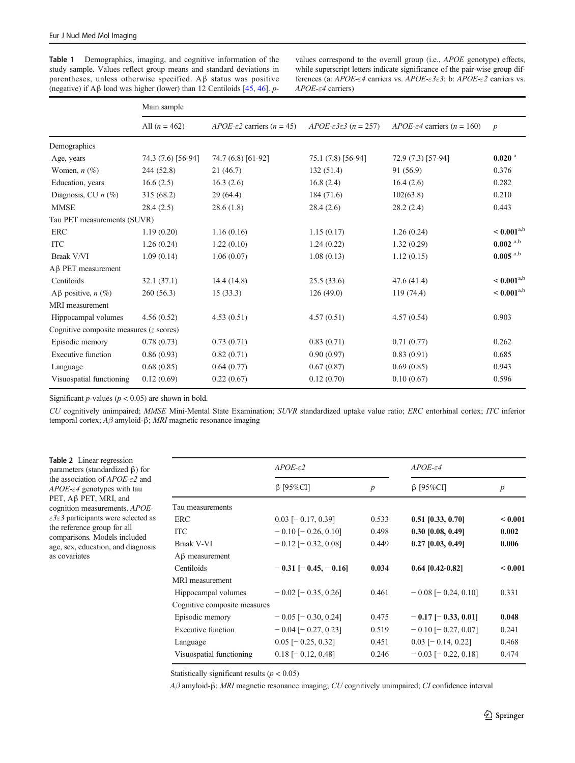**Table 1** Demographics, imaging, and cognitive information of the study sample. Values reflect group means and standard deviations in parentheses, unless otherwise specified. Aβ status was positive (negative) if Aβ load was higher (lower) than 12 Centiloids [45, 46]. *p*-values correspond to the overall group (i.e., *APOE* genotype) effects, while superscript letters indicate significance of the pair-wise group differences (a: *APOE-ε4* carriers vs. *APOE-ε3ε3*; b: *APOE-ε2* carriers vs. *APOE-ε4* carriers)

| | Main sample | | | | |
|---|---|---|---|---|---|
| | All ($n$ = 462) | *APOE-ε2* carriers ($n$ = 45) | *APOE-ε3ε3* ($n$ = 257) | *APOE-ε4* carriers ($n$ = 160) | $p$ |
| Demographics | | | | | |
| Age, years | 74.3 (7.6) [56-94] | 74.7 (6.8) [61-92] | 75.1 (7.8) [56-94] | 72.9 (7.3) [57-94] | **0.020** [a] |
| Women, $n$ (%) | 244 (52.8) | 21 (46.7) | 132 (51.4) | 91 (56.9) | 0.376 |
| Education, years | 16.6 (2.5) | 16.3 (2.6) | 16.8 (2.4) | 16.4 (2.6) | 0.282 |
| Diagnosis, CU $n$ (%) | 315 (68.2) | 29 (64.4) | 184 (71.6) | 102(63.8) | 0.210 |
| MMSE | 28.4 (2.5) | 28.6 (1.8) | 28.4 (2.6) | 28.2 (2.4) | 0.443 |
| Tau PET measurements (SUVR) | | | | | |
| ERC | 1.19 (0.20) | 1.16 (0.16) | 1.15 (0.17) | 1.26 (0.24) | **< 0.001** [a,b] |
| ITC | 1.26 (0.24) | 1.22 (0.10) | 1.24 (0.22) | 1.32 (0.29) | **0.002** [a,b] |
| Braak V/VI | 1.09 (0.14) | 1.06 (0.07) | 1.08 (0.13) | 1.12 (0.15) | **0.005** [a,b] |
| Aβ PET measurement | | | | | |
| Centiloids | 32.1 (37.1) | 14.4 (14.8) | 25.5 (33.6) | 47.6 (41.4) | **< 0.001** [a,b] |
| Aβ positive, $n$ (%) | 260 (56.3) | 15 (33.3) | 126 (49.0) | 119 (74.4) | **< 0.001** [a,b] |
| MRI measurement | | | | | |
| Hippocampal volumes | 4.56 (0.52) | 4.53 (0.51) | 4.57 (0.51) | 4.57 (0.54) | 0.903 |
| Cognitive composite measures ($z$ scores) | | | | | |
| Episodic memory | 0.78 (0.73) | 0.73 (0.71) | 0.83 (0.71) | 0.71 (0.77) | 0.262 |
| Executive function | 0.86 (0.93) | 0.82 (0.71) | 0.90 (0.97) | 0.83 (0.91) | 0.685 |
| Language | 0.68 (0.85) | 0.64 (0.77) | 0.67 (0.87) | 0.69 (0.85) | 0.943 |
| Visuospatial functioning | 0.12 (0.69) | 0.22 (0.67) | 0.12 (0.70) | 0.10 (0.67) | 0.596 |

Significant $p$-values ($p < 0.05$) are shown in bold.

*CU* cognitively unimpaired; *MMSE* Mini-Mental State Examination; *SUVR* standardized uptake value ratio; *ERC* entorhinal cortex; *ITC* inferior temporal cortex; *Aβ* amyloid-β; *MRI* magnetic resonance imaging

**Table 2** Linear regression parameters (standardized β) for the association of *APOE-ε2* and *APOE-ε4* genotypes with tau PET, Aβ PET, MRI, and cognition measurements. *APOE-ε3ε3* participants were selected as the reference group for all comparisons. Models included age, sex, education, and diagnosis as covariates

| | *APOE-ε2* | | *APOE-ε4* | |
|---|---|---|---|---|
| | β [95%CI] | $p$ | β [95%CI] | $p$ |
| Tau measurements | | | | |
| ERC | 0.03 [− 0.17, 0.39] | 0.533 | **0.51 [0.33, 0.70]** | **< 0.001** |
| ITC | − 0.10 [− 0.26, 0.10] | 0.498 | **0.30 [0.08, 0.49]** | **0.002** |
| Braak V-VI | − 0.12 [− 0.32, 0.08] | 0.449 | **0.27 [0.03, 0.49]** | **0.006** |
| Aβ measurement | | | | |
| Centiloids | **− 0.31 [− 0.45, − 0.16]** | **0.034** | **0.64 [0.42-0.82]** | **< 0.001** |
| MRI measurement | | | | |
| Hippocampal volumes | − 0.02 [− 0.35, 0.26] | 0.461 | − 0.08 [− 0.24, 0.10] | 0.331 |
| Cognitive composite measures | | | | |
| Episodic memory | − 0.05 [− 0.30, 0.24] | 0.475 | **− 0.17 [− 0.33, 0.01]** | **0.048** |
| Executive function | − 0.04 [− 0.27, 0.23] | 0.519 | − 0.10 [− 0.27, 0.07] | 0.241 |
| Language | 0.05 [− 0.25, 0.32] | 0.451 | 0.03 [− 0.14, 0.22] | 0.468 |
| Visuospatial functioning | 0.18 [− 0.12, 0.48] | 0.246 | − 0.03 [− 0.22, 0.18] | 0.474 |

Statistically significant results ($p < 0.05$)

*Aβ* amyloid-β; *MRI* magnetic resonance imaging; *CU* cognitively unimpaired; *CI* confidence interval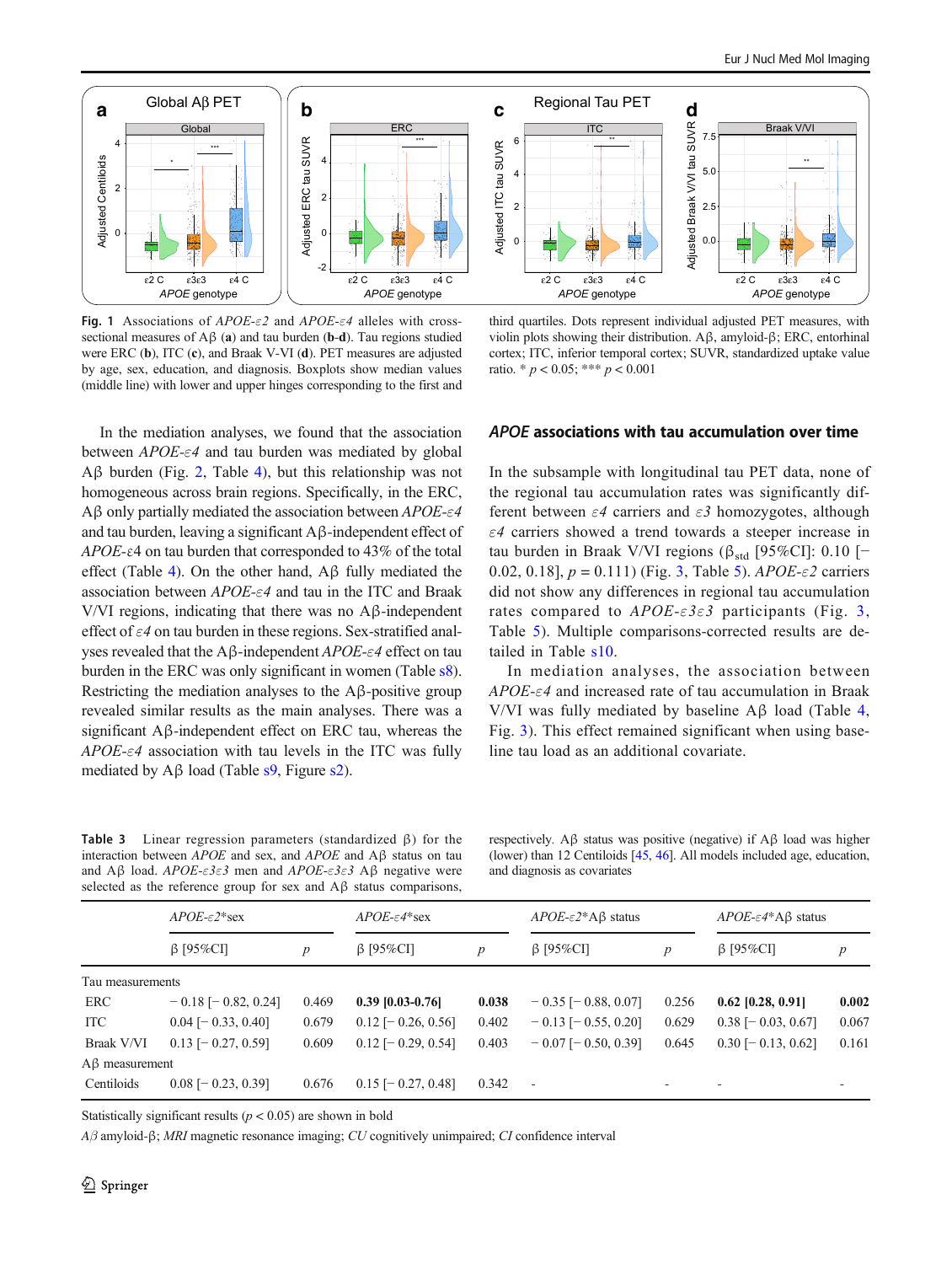Global Aβ PET

Regional Tau PET

a

Global

Adjusted Centiloids

4

2

0

ε2 C ε3ε3 ε4 C

APOE genotype

\*

\*\*\*

b

ERC

Adjusted ERC tau SUVR

4

2

0

-2

ε2 C ε3ε3 ε4 C

APOE genotype

\*\*\*

c

ITC

Adjusted ITC tau SUVR

6

4

2

0

ε2 C ε3ε3 ε4 C

APOE genotype

\*\*

d

Braak V/VI

Adjusted Braak V/VI tau SUVR

7.5

5.0

2.5

0.0

ε2 C ε3ε3 ε4 C

APOE genotype

\*\*

**Fig. 1** Associations of *APOE-ε2* and *APOE-ε4* alleles with cross-sectional measures of Aβ (**a**) and tau burden (**b-d**). Tau regions studied were ERC (**b**), ITC (**c**), and Braak V-VI (**d**). PET measures are adjusted by age, sex, education, and diagnosis. Boxplots show median values (middle line) with lower and upper hinges corresponding to the first and third quartiles. Dots represent individual adjusted PET measures, with violin plots showing their distribution. Aβ, amyloid-β; ERC, entorhinal cortex; ITC, inferior temporal cortex; SUVR, standardized uptake value ratio. \* $p < 0.05$; \*\*\* $p < 0.001$

In the mediation analyses, we found that the association between *APOE-ε4* and tau burden was mediated by global Aβ burden (Fig. 2, Table 4), but this relationship was not homogeneous across brain regions. Specifically, in the ERC, Aβ only partially mediated the association between *APOE-ε4* and tau burden, leaving a significant Aβ-independent effect of *APOE*-ε4 on tau burden that corresponded to 43% of the total effect (Table 4). On the other hand, Aβ fully mediated the association between *APOE-ε4* and tau in the ITC and Braak V/VI regions, indicating that there was no Aβ-independent effect of *ε4* on tau burden in these regions. Sex-stratified analyses revealed that the Aβ-independent *APOE-ε4* effect on tau burden in the ERC was only significant in women (Table s8). Restricting the mediation analyses to the Aβ-positive group revealed similar results as the main analyses. There was a significant Aβ-independent effect on ERC tau, whereas the *APOE-ε4* association with tau levels in the ITC was fully mediated by Aβ load (Table s9, Figure s2).

## *APOE* associations with tau accumulation over time

In the subsample with longitudinal tau PET data, none of the regional tau accumulation rates was significantly different between *ε4* carriers and *ε3* homozygotes, although *ε4* carriers showed a trend towards a steeper increase in tau burden in Braak V/VI regions ($\beta_{std}$ [95%CI]: 0.10 [− 0.02, 0.18], $p = 0.111$) (Fig. 3, Table 5). *APOE-ε2* carriers did not show any differences in regional tau accumulation rates compared to *APOE-ε3ε3* participants (Fig. 3, Table 5). Multiple comparisons-corrected results are detailed in Table s10.

In mediation analyses, the association between *APOE-ε4* and increased rate of tau accumulation in Braak V/VI was fully mediated by baseline Aβ load (Table 4, Fig. 3). This effect remained significant when using baseline tau load as an additional covariate.

**Table 3** Linear regression parameters (standardized β) for the interaction between *APOE* and sex, and *APOE* and Aβ status on tau and Aβ load. *APOE-ε3ε3* men and *APOE-ε3ε3* Aβ negative were selected as the reference group for sex and Aβ status comparisons, respectively. Aβ status was positive (negative) if Aβ load was higher (lower) than 12 Centiloids [45, 46]. All models included age, education, and diagnosis as covariates

| | *APOE-ε2*\*sex | | *APOE-ε4*\*sex | | *APOE-ε2*\*Aβ status | | *APOE-ε4*\*Aβ status | |
|---|---|---|---|---|---|---|---|---|
| | β [95%CI] | *p* | β [95%CI] | *p* | β [95%CI] | *p* | β [95%CI] | *p* |
| Tau measurements | | | | | | | | |
| ERC | − 0.18 [− 0.82, 0.24] | 0.469 | **0.39 [0.03-0.76]** | **0.038** | − 0.35 [− 0.88, 0.07] | 0.256 | **0.62 [0.28, 0.91]** | **0.002** |
| ITC | 0.04 [− 0.33, 0.40] | 0.679 | 0.12 [− 0.26, 0.56] | 0.402 | − 0.13 [− 0.55, 0.20] | 0.629 | 0.38 [− 0.03, 0.67] | 0.067 |
| Braak V/VI | 0.13 [− 0.27, 0.59] | 0.609 | 0.12 [− 0.29, 0.54] | 0.403 | − 0.07 [− 0.50, 0.39] | 0.645 | 0.30 [− 0.13, 0.62] | 0.161 |
| Aβ measurement | | | | | | | | |
| Centiloids | 0.08 [− 0.23, 0.39] | 0.676 | 0.15 [− 0.27, 0.48] | 0.342 | - | - | - | - |

Statistically significant results ($p < 0.05$) are shown in bold

*Aβ* amyloid-β; *MRI* magnetic resonance imaging; *CU* cognitively unimpaired; *CI* confidence interval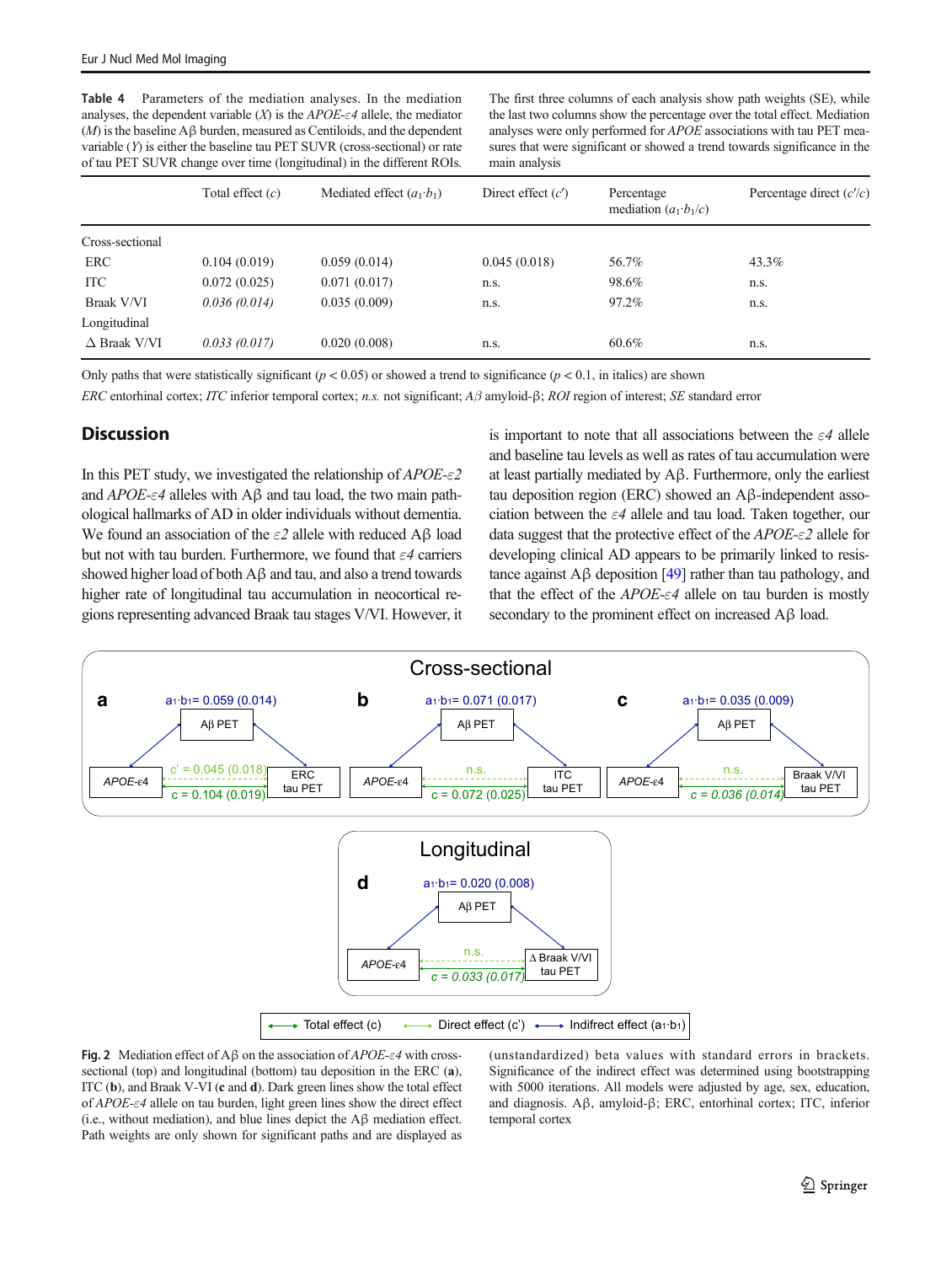**Table 4** Parameters of the mediation analyses. In the mediation analyses, the dependent variable ($X$) is the *APOE-ε4* allele, the mediator ($M$) is the baseline Aβ burden, measured as Centiloids, and the dependent variable ($Y$) is either the baseline tau PET SUVR (cross-sectional) or rate of tau PET SUVR change over time (longitudinal) in the different ROIs. The first three columns of each analysis show path weights (SE), while the last two columns show the percentage over the total effect. Mediation analyses were only performed for *APOE* associations with tau PET measures that were significant or showed a trend towards significance in the main analysis

| | Total effect ($c$) | Mediated effect ($a_1 \cdot b_1$) | Direct effect ($c'$) | Percentage mediation ($a_1 \cdot b_1/c$) | Percentage direct ($c'/c$) |
|---|---|---|---|---|---|
| Cross-sectional | | | | | |
| ERC | 0.104 (0.019) | 0.059 (0.014) | 0.045 (0.018) | 56.7% | 43.3% |
| ITC | 0.072 (0.025) | 0.071 (0.017) | n.s. | 98.6% | n.s. |
| Braak V/VI | *0.036 (0.014)* | 0.035 (0.009) | n.s. | 97.2% | n.s. |
| Longitudinal | | | | | |
| Δ Braak V/VI | *0.033 (0.017)* | 0.020 (0.008) | n.s. | 60.6% | n.s. |

Only paths that were statistically significant ($p < 0.05$) or showed a trend to significance ($p < 0.1$, in italics) are shown

*ERC* entorhinal cortex; *ITC* inferior temporal cortex; *n.s.* not significant; *Aβ* amyloid-β; *ROI* region of interest; *SE* standard error

## Discussion

In this PET study, we investigated the relationship of *APOE-ε2* and *APOE-ε4* alleles with Aβ and tau load, the two main pathological hallmarks of AD in older individuals without dementia. We found an association of the *ε2* allele with reduced Aβ load but not with tau burden. Furthermore, we found that *ε4* carriers showed higher load of both Aβ and tau, and also a trend towards higher rate of longitudinal tau accumulation in neocortical regions representing advanced Braak tau stages V/VI. However, it is important to note that all associations between the *ε4* allele and baseline tau levels as well as rates of tau accumulation were at least partially mediated by Aβ. Furthermore, only the earliest tau deposition region (ERC) showed an Aβ-independent association between the *ε4* allele and tau load. Taken together, our data suggest that the protective effect of the *APOE-ε2* allele for developing clinical AD appears to be primarily linked to resistance against Aβ deposition [49] rather than tau pathology, and that the effect of the *APOE-ε4* allele on tau burden is mostly secondary to the prominent effect on increased Aβ load.

**Fig. 2** Mediation effect of Aβ on the association of *APOE-ε4* with cross-sectional (top) and longitudinal (bottom) tau deposition in the ERC (**a**), ITC (**b**), and Braak V-VI (**c** and **d**). Dark green lines show the total effect of *APOE-ε4* allele on tau burden, light green lines show the direct effect (i.e., without mediation), and blue lines depict the Aβ mediation effect. Path weights are only shown for significant paths and are displayed as (unstandardized) beta values with standard errors in brackets. Significance of the indirect effect was determined using bootstrapping with 5000 iterations. All models were adjusted by age, sex, education, and diagnosis. Aβ, amyloid-β; ERC, entorhinal cortex; ITC, inferior temporal cortex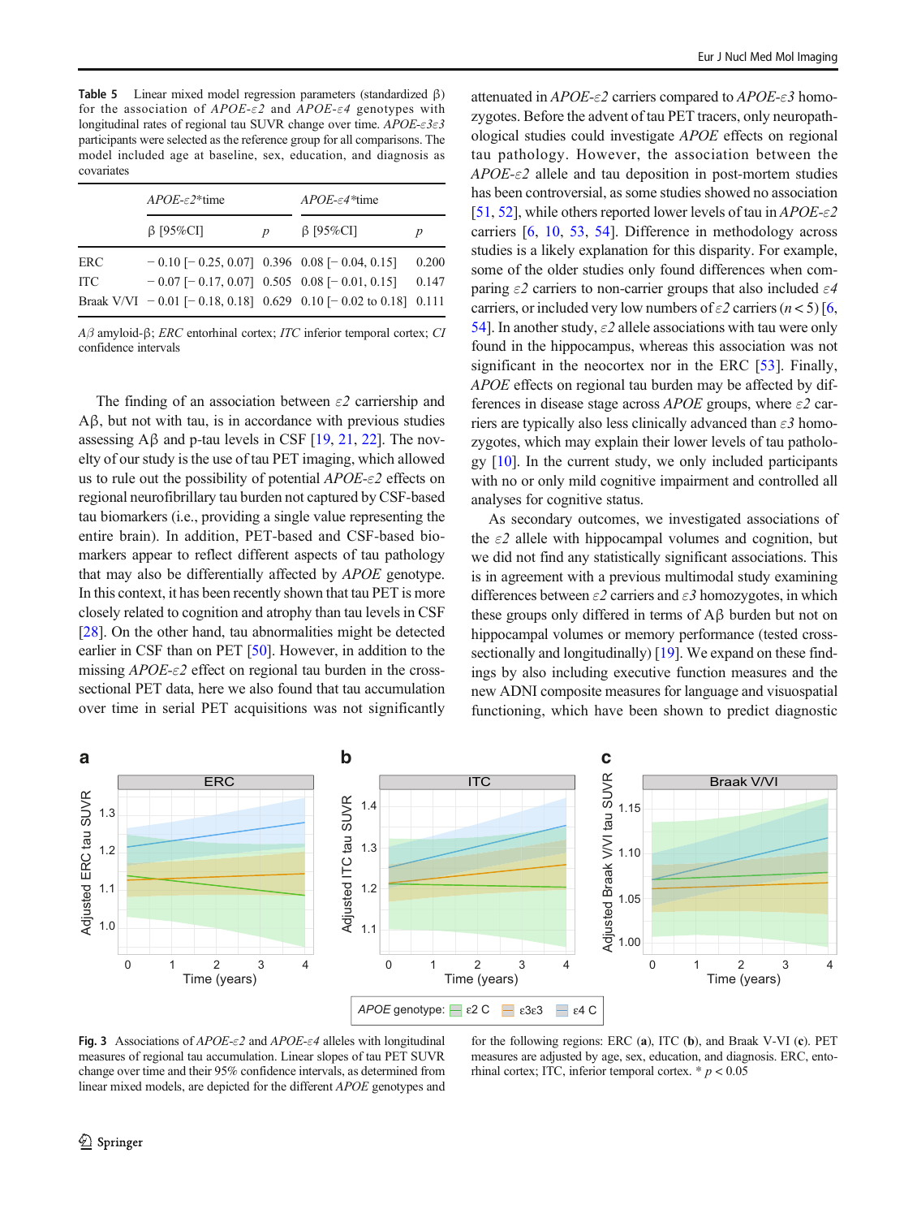**Table 5** Linear mixed model regression parameters (standardized β) for the association of *APOE-ε2* and *APOE-ε4* genotypes with longitudinal rates of regional tau SUVR change over time. *APOE-ε3ε3* participants were selected as the reference group for all comparisons. The model included age at baseline, sex, education, and diagnosis as covariates

| | *APOE-ε2*\*time | | *APOE-ε4*\*time | |
|---|---|---|---|---|
| | β [95%CI] | *p* | β [95%CI] | *p* |
| ERC | − 0.10 [− 0.25, 0.07] | 0.396 | 0.08 [− 0.04, 0.15] | 0.200 |
| ITC | − 0.07 [− 0.17, 0.07] | 0.505 | 0.08 [− 0.01, 0.15] | 0.147 |
| Braak V/VI | − 0.01 [− 0.18, 0.18] | 0.629 | 0.10 [− 0.02 to 0.18] | 0.111 |

*Aβ* amyloid-β; *ERC* entorhinal cortex; *ITC* inferior temporal cortex; *CI* confidence intervals

The finding of an association between *ε2* carriership and Aβ, but not with tau, is in accordance with previous studies assessing Aβ and p-tau levels in CSF [19, 21, 22]. The novelty of our study is the use of tau PET imaging, which allowed us to rule out the possibility of potential *APOE-ε2* effects on regional neurofibrillary tau burden not captured by CSF-based tau biomarkers (i.e., providing a single value representing the entire brain). In addition, PET-based and CSF-based biomarkers appear to reflect different aspects of tau pathology that may also be differentially affected by *APOE* genotype. In this context, it has been recently shown that tau PET is more closely related to cognition and atrophy than tau levels in CSF [28]. On the other hand, tau abnormalities might be detected earlier in CSF than on PET [50]. However, in addition to the missing *APOE-ε2* effect on regional tau burden in the cross-sectional PET data, here we also found that tau accumulation over time in serial PET acquisitions was not significantly attenuated in *APOE-ε2* carriers compared to *APOE-ε3* homozygotes. Before the advent of tau PET tracers, only neuropathological studies could investigate *APOE* effects on regional tau pathology. However, the association between the *APOE-ε2* allele and tau deposition in post-mortem studies has been controversial, as some studies showed no association [51, 52], while others reported lower levels of tau in *APOE-ε2* carriers [6, 10, 53, 54]. Difference in methodology across studies is a likely explanation for this disparity. For example, some of the older studies only found differences when comparing *ε2* carriers to non-carrier groups that also included *ε4* carriers, or included very low numbers of *ε2* carriers ($n < 5$) [6, 54]. In another study, *ε2* allele associations with tau were only found in the hippocampus, whereas this association was not significant in the neocortex nor in the ERC [53]. Finally, *APOE* effects on regional tau burden may be affected by differences in disease stage across *APOE* groups, where *ε2* carriers are typically also less clinically advanced than *ε3* homozygotes, which may explain their lower levels of tau pathology [10]. In the current study, we only included participants with no or only mild cognitive impairment and controlled all analyses for cognitive status.

As secondary outcomes, we investigated associations of the *ε2* allele with hippocampal volumes and cognition, but we did not find any statistically significant associations. This is in agreement with a previous multimodal study examining differences between *ε2* carriers and *ε3* homozygotes, in which these groups only differed in terms of Aβ burden but not on hippocampal volumes or memory performance (tested cross-sectionally and longitudinally) [19]. We expand on these findings by also including executive function measures and the new ADNI composite measures for language and visuospatial functioning, which have been shown to predict diagnostic

a
ERC
Adjusted ERC tau SUVR
1.3
1.2
1.1
1.0
0 1 2 3 4
Time (years)

b
ITC
Adjusted ITC tau SUVR
1.4
1.3
1.2
1.1
0 1 2 3 4
Time (years)

c
Braak V/VI
Adjusted Braak V/VI tau SUVR
1.15
1.10
1.05
1.00
0 1 2 3 4
Time (years)

*APOE* genotype: ε2 C ε3ε3 ε4 C

**Fig. 3** Associations of *APOE-ε2* and *APOE-ε4* alleles with longitudinal measures of regional tau accumulation. Linear slopes of tau PET SUVR change over time and their 95% confidence intervals, as determined from linear mixed models, are depicted for the different *APOE* genotypes and for the following regions: ERC (**a**), ITC (**b**), and Braak V-VI (**c**). PET measures are adjusted by age, sex, education, and diagnosis. ERC, entorhinal cortex; ITC, inferior temporal cortex. * $p < 0.05$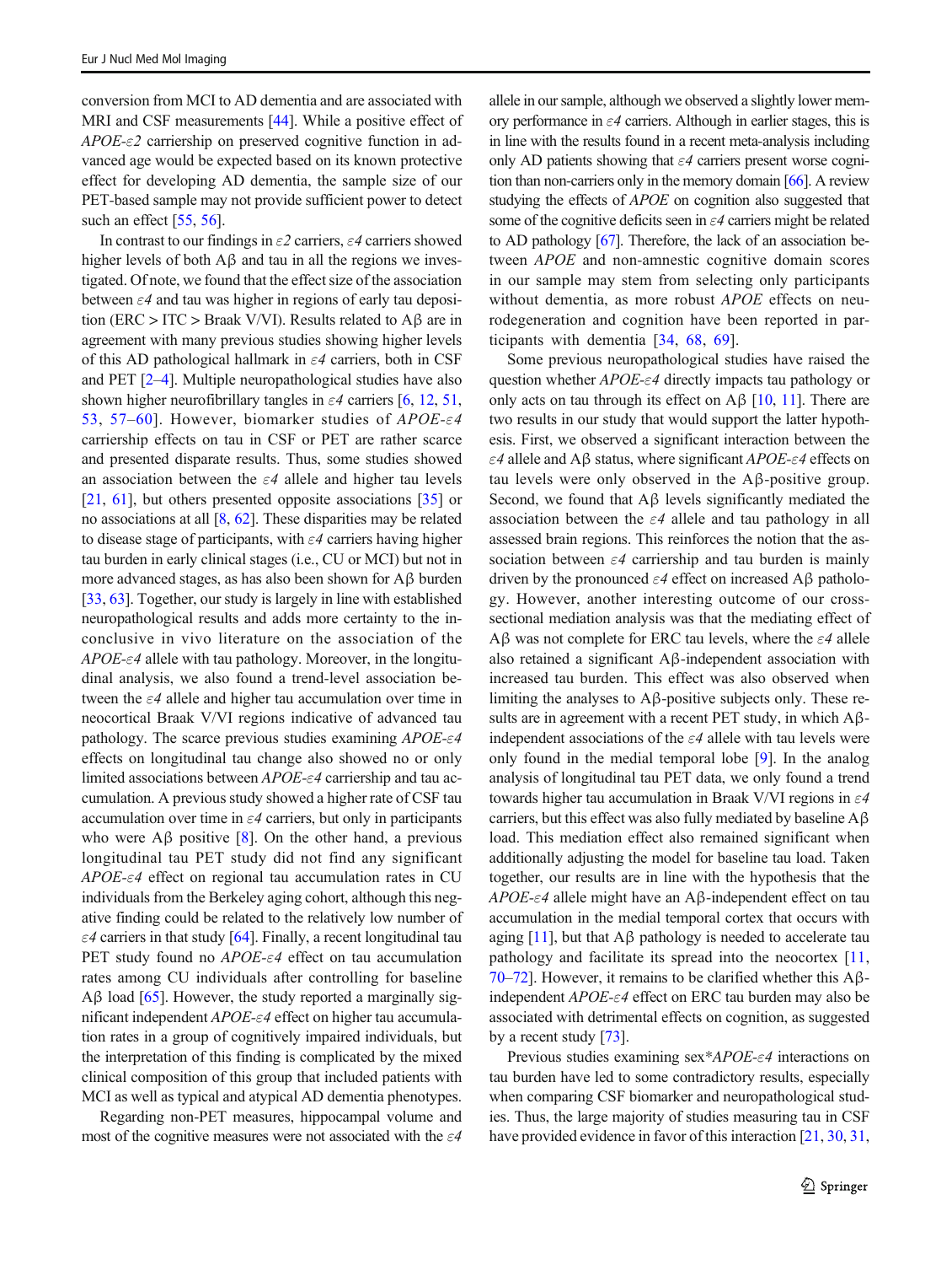conversion from MCI to AD dementia and are associated with MRI and CSF measurements [44]. While a positive effect of *APOE-ε2* carriership on preserved cognitive function in advanced age would be expected based on its known protective effect for developing AD dementia, the sample size of our PET-based sample may not provide sufficient power to detect such an effect [55, 56].

In contrast to our findings in *ε2* carriers, *ε4* carriers showed higher levels of both Aβ and tau in all the regions we investigated. Of note, we found that the effect size of the association between *ε4* and tau was higher in regions of early tau deposition (ERC > ITC > Braak V/VI). Results related to Aβ are in agreement with many previous studies showing higher levels of this AD pathological hallmark in *ε4* carriers, both in CSF and PET [2–4]. Multiple neuropathological studies have also shown higher neurofibrillary tangles in *ε4* carriers [6, 12, 51, 53, 57–60]. However, biomarker studies of *APOE-ε4* carriership effects on tau in CSF or PET are rather scarce and presented disparate results. Thus, some studies showed an association between the *ε4* allele and higher tau levels [21, 61], but others presented opposite associations [35] or no associations at all [8, 62]. These disparities may be related to disease stage of participants, with *ε4* carriers having higher tau burden in early clinical stages (i.e., CU or MCI) but not in more advanced stages, as has also been shown for Aβ burden [33, 63]. Together, our study is largely in line with established neuropathological results and adds more certainty to the inconclusive in vivo literature on the association of the *APOE-ε4* allele with tau pathology. Moreover, in the longitudinal analysis, we also found a trend-level association between the *ε4* allele and higher tau accumulation over time in neocortical Braak V/VI regions indicative of advanced tau pathology. The scarce previous studies examining *APOE-ε4* effects on longitudinal tau change also showed no or only limited associations between *APOE-ε4* carriership and tau accumulation. A previous study showed a higher rate of CSF tau accumulation over time in *ε4* carriers, but only in participants who were Aβ positive [8]. On the other hand, a previous longitudinal tau PET study did not find any significant *APOE-ε4* effect on regional tau accumulation rates in CU individuals from the Berkeley aging cohort, although this negative finding could be related to the relatively low number of *ε4* carriers in that study [64]. Finally, a recent longitudinal tau PET study found no *APOE-ε4* effect on tau accumulation rates among CU individuals after controlling for baseline Aβ load [65]. However, the study reported a marginally significant independent *APOE-ε4* effect on higher tau accumulation rates in a group of cognitively impaired individuals, but the interpretation of this finding is complicated by the mixed clinical composition of this group that included patients with MCI as well as typical and atypical AD dementia phenotypes.

Regarding non-PET measures, hippocampal volume and most of the cognitive measures were not associated with the *ε4* allele in our sample, although we observed a slightly lower memory performance in *ε4* carriers. Although in earlier stages, this is in line with the results found in a recent meta-analysis including only AD patients showing that *ε4* carriers present worse cognition than non-carriers only in the memory domain [66]. A review studying the effects of *APOE* on cognition also suggested that some of the cognitive deficits seen in *ε4* carriers might be related to AD pathology [67]. Therefore, the lack of an association between *APOE* and non-amnestic cognitive domain scores in our sample may stem from selecting only participants without dementia, as more robust *APOE* effects on neurodegeneration and cognition have been reported in participants with dementia [34, 68, 69].

Some previous neuropathological studies have raised the question whether *APOE-ε4* directly impacts tau pathology or only acts on tau through its effect on Aβ [10, 11]. There are two results in our study that would support the latter hypothesis. First, we observed a significant interaction between the *ε4* allele and Aβ status, where significant *APOE-ε4* effects on tau levels were only observed in the Aβ-positive group. Second, we found that Aβ levels significantly mediated the association between the *ε4* allele and tau pathology in all assessed brain regions. This reinforces the notion that the association between *ε4* carriership and tau burden is mainly driven by the pronounced *ε4* effect on increased Aβ pathology. However, another interesting outcome of our cross-sectional mediation analysis was that the mediating effect of Aβ was not complete for ERC tau levels, where the *ε4* allele also retained a significant Aβ-independent association with increased tau burden. This effect was also observed when limiting the analyses to Aβ-positive subjects only. These results are in agreement with a recent PET study, in which Aβ-independent associations of the *ε4* allele with tau levels were only found in the medial temporal lobe [9]. In the analog analysis of longitudinal tau PET data, we only found a trend towards higher tau accumulation in Braak V/VI regions in *ε4* carriers, but this effect was also fully mediated by baseline Aβ load. This mediation effect also remained significant when additionally adjusting the model for baseline tau load. Taken together, our results are in line with the hypothesis that the *APOE-ε4* allele might have an Aβ-independent effect on tau accumulation in the medial temporal cortex that occurs with aging [11], but that Aβ pathology is needed to accelerate tau pathology and facilitate its spread into the neocortex [11, 70–72]. However, it remains to be clarified whether this Aβ-independent *APOE-ε4* effect on ERC tau burden may also be associated with detrimental effects on cognition, as suggested by a recent study [73].

Previous studies examining sex*APOE-ε4* interactions on tau burden have led to some contradictory results, especially when comparing CSF biomarker and neuropathological studies. Thus, the large majority of studies measuring tau in CSF have provided evidence in favor of this interaction [21, 30, 31,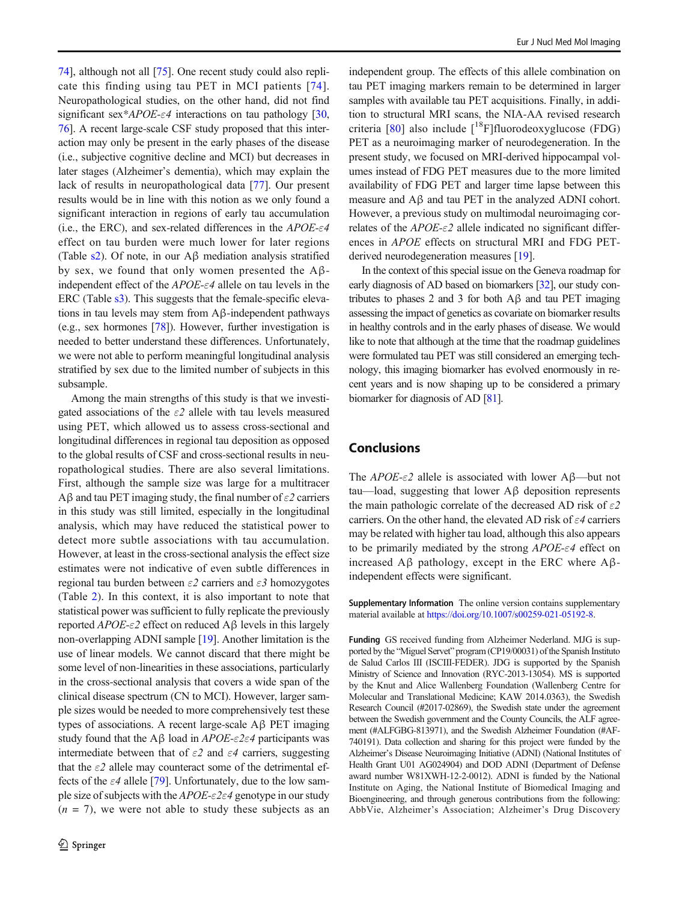74], although not all [75]. One recent study could also replicate this finding using tau PET in MCI patients [74]. Neuropathological studies, on the other hand, did not find significant sex\**APOE-ε4* interactions on tau pathology [30, 76]. A recent large-scale CSF study proposed that this interaction may only be present in the early phases of the disease (i.e., subjective cognitive decline and MCI) but decreases in later stages (Alzheimer's dementia), which may explain the lack of results in neuropathological data [77]. Our present results would be in line with this notion as we only found a significant interaction in regions of early tau accumulation (i.e., the ERC), and sex-related differences in the *APOE-ε4* effect on tau burden were much lower for later regions (Table s2). Of note, in our Aβ mediation analysis stratified by sex, we found that only women presented the Aβ-independent effect of the *APOE-ε4* allele on tau levels in the ERC (Table s3). This suggests that the female-specific elevations in tau levels may stem from Aβ-independent pathways (e.g., sex hormones [78]). However, further investigation is needed to better understand these differences. Unfortunately, we were not able to perform meaningful longitudinal analysis stratified by sex due to the limited number of subjects in this subsample.

Among the main strengths of this study is that we investigated associations of the *ε2* allele with tau levels measured using PET, which allowed us to assess cross-sectional and longitudinal differences in regional tau deposition as opposed to the global results of CSF and cross-sectional results in neuropathological studies. There are also several limitations. First, although the sample size was large for a multitracer Aβ and tau PET imaging study, the final number of *ε2* carriers in this study was still limited, especially in the longitudinal analysis, which may have reduced the statistical power to detect more subtle associations with tau accumulation. However, at least in the cross-sectional analysis the effect size estimates were not indicative of even subtle differences in regional tau burden between *ε2* carriers and *ε3* homozygotes (Table 2). In this context, it is also important to note that statistical power was sufficient to fully replicate the previously reported *APOE-ε2* effect on reduced Aβ levels in this largely non-overlapping ADNI sample [19]. Another limitation is the use of linear models. We cannot discard that there might be some level of non-linearities in these associations, particularly in the cross-sectional analysis that covers a wide span of the clinical disease spectrum (CN to MCI). However, larger sample sizes would be needed to more comprehensively test these types of associations. A recent large-scale Aβ PET imaging study found that the Aβ load in *APOE-ε2ε4* participants was intermediate between that of *ε2* and *ε4* carriers, suggesting that the *ε2* allele may counteract some of the detrimental effects of the *ε4* allele [79]. Unfortunately, due to the low sample size of subjects with the *APOE-ε2ε4* genotype in our study ($n$ = 7), we were not able to study these subjects as an independent group. The effects of this allele combination on tau PET imaging markers remain to be determined in larger samples with available tau PET acquisitions. Finally, in addition to structural MRI scans, the NIA-AA revised research criteria [80] also include [$^{18}$F]fluorodeoxyglucose (FDG) PET as a neuroimaging marker of neurodegeneration. In the present study, we focused on MRI-derived hippocampal volumes instead of FDG PET measures due to the more limited availability of FDG PET and larger time lapse between this measure and Aβ and tau PET in the analyzed ADNI cohort. However, a previous study on multimodal neuroimaging correlates of the *APOE-ε2* allele indicated no significant differences in *APOE* effects on structural MRI and FDG PET-derived neurodegeneration measures [19].

In the context of this special issue on the Geneva roadmap for early diagnosis of AD based on biomarkers [32], our study contributes to phases 2 and 3 for both Aβ and tau PET imaging assessing the impact of genetics as covariate on biomarker results in healthy controls and in the early phases of disease. We would like to note that although at the time that the roadmap guidelines were formulated tau PET was still considered an emerging technology, this imaging biomarker has evolved enormously in recent years and is now shaping up to be considered a primary biomarker for diagnosis of AD [81].

## Conclusions

The *APOE-ε2* allele is associated with lower Aβ—but not tau—load, suggesting that lower Aβ deposition represents the main pathologic correlate of the decreased AD risk of *ε2* carriers. On the other hand, the elevated AD risk of *ε4* carriers may be related with higher tau load, although this also appears to be primarily mediated by the strong *APOE-ε4* effect on increased Aβ pathology, except in the ERC where Aβ-independent effects were significant.

**Supplementary Information** The online version contains supplementary material available at https://doi.org/10.1007/s00259-021-05192-8.

**Funding** GS received funding from Alzheimer Nederland. MJG is supported by the "Miguel Servet" program (CP19/00031) of the Spanish Instituto de Salud Carlos III (ISCIII-FEDER). JDG is supported by the Spanish Ministry of Science and Innovation (RYC-2013-13054). MS is supported by the Knut and Alice Wallenberg Foundation (Wallenberg Centre for Molecular and Translational Medicine; KAW 2014.0363), the Swedish Research Council (#2017-02869), the Swedish state under the agreement between the Swedish government and the County Councils, the ALF agreement (#ALFGBG-813971), and the Swedish Alzheimer Foundation (#AF-740191). Data collection and sharing for this project were funded by the Alzheimer's Disease Neuroimaging Initiative (ADNI) (National Institutes of Health Grant U01 AG024904) and DOD ADNI (Department of Defense award number W81XWH-12-2-0012). ADNI is funded by the National Institute on Aging, the National Institute of Biomedical Imaging and Bioengineering, and through generous contributions from the following: AbbVie, Alzheimer's Association; Alzheimer's Drug Discovery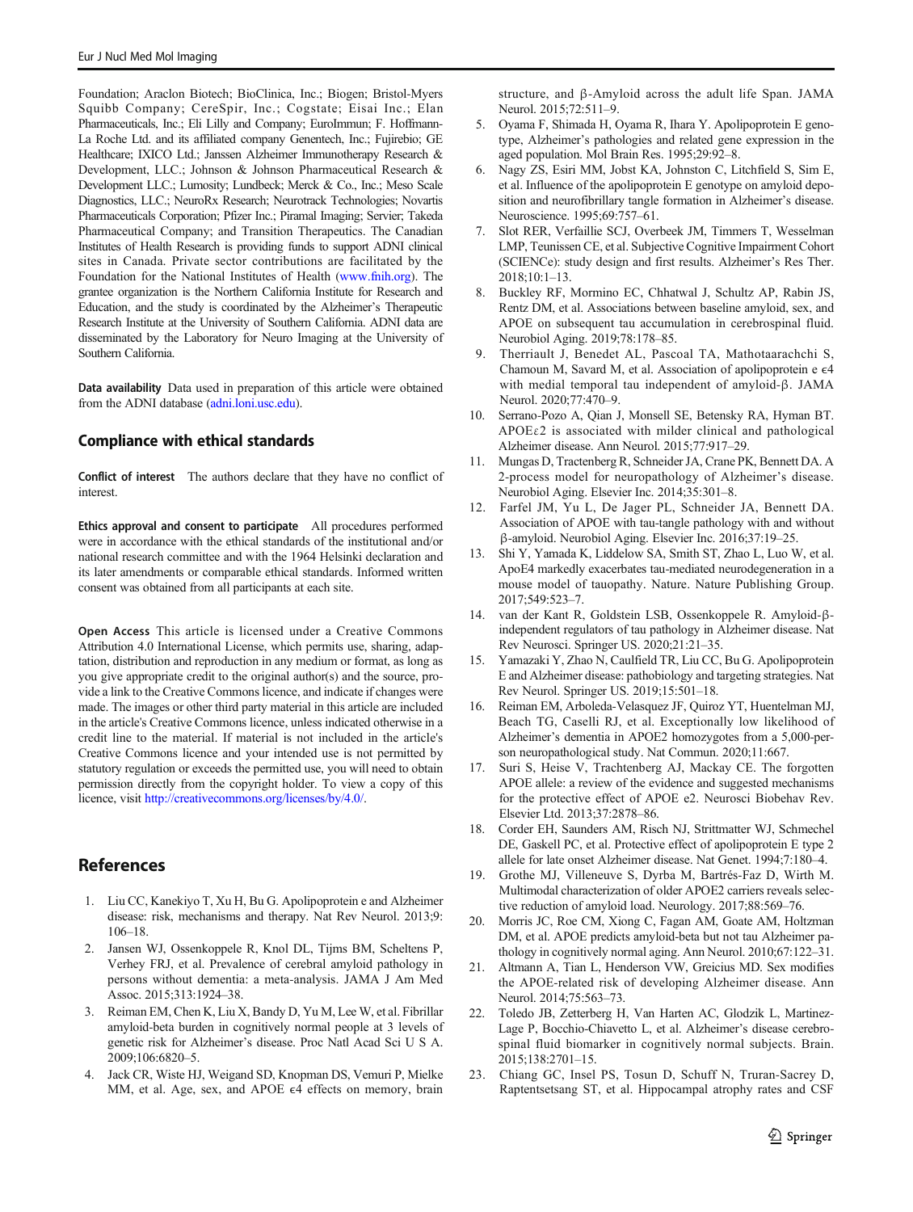Foundation; Araclon Biotech; BioClinica, Inc.; Biogen; Bristol-Myers Squibb Company; CereSpir, Inc.; Cogstate; Eisai Inc.; Elan Pharmaceuticals, Inc.; Eli Lilly and Company; EuroImmun; F. Hoffmann-La Roche Ltd. and its affiliated company Genentech, Inc.; Fujirebio; GE Healthcare; IXICO Ltd.; Janssen Alzheimer Immunotherapy Research & Development, LLC.; Johnson & Johnson Pharmaceutical Research & Development LLC.; Lumosity; Lundbeck; Merck & Co., Inc.; Meso Scale Diagnostics, LLC.; NeuroRx Research; Neurotrack Technologies; Novartis Pharmaceuticals Corporation; Pfizer Inc.; Piramal Imaging; Servier; Takeda Pharmaceutical Company; and Transition Therapeutics. The Canadian Institutes of Health Research is providing funds to support ADNI clinical sites in Canada. Private sector contributions are facilitated by the Foundation for the National Institutes of Health (www.fnih.org). The grantee organization is the Northern California Institute for Research and Education, and the study is coordinated by the Alzheimer's Therapeutic Research Institute at the University of Southern California. ADNI data are disseminated by the Laboratory for Neuro Imaging at the University of Southern California.

**Data availability** Data used in preparation of this article were obtained from the ADNI database (adni.loni.usc.edu).

## Compliance with ethical standards

**Conflict of interest** The authors declare that they have no conflict of interest.

**Ethics approval and consent to participate** All procedures performed were in accordance with the ethical standards of the institutional and/or national research committee and with the 1964 Helsinki declaration and its later amendments or comparable ethical standards. Informed written consent was obtained from all participants at each site.

**Open Access** This article is licensed under a Creative Commons Attribution 4.0 International License, which permits use, sharing, adaptation, distribution and reproduction in any medium or format, as long as you give appropriate credit to the original author(s) and the source, provide a link to the Creative Commons licence, and indicate if changes were made. The images or other third party material in this article are included in the article's Creative Commons licence, unless indicated otherwise in a credit line to the material. If material is not included in the article's Creative Commons licence and your intended use is not permitted by statutory regulation or exceeds the permitted use, you will need to obtain permission directly from the copyright holder. To view a copy of this licence, visit http://creativecommons.org/licenses/by/4.0/.

## References

1. Liu CC, Kanekiyo T, Xu H, Bu G. Apolipoprotein e and Alzheimer disease: risk, mechanisms and therapy. Nat Rev Neurol. 2013;9:106–18.
2. Jansen WJ, Ossenkoppele R, Knol DL, Tijms BM, Scheltens P, Verhey FRJ, et al. Prevalence of cerebral amyloid pathology in persons without dementia: a meta-analysis. JAMA J Am Med Assoc. 2015;313:1924–38.
3. Reiman EM, Chen K, Liu X, Bandy D, Yu M, Lee W, et al. Fibrillar amyloid-beta burden in cognitively normal people at 3 levels of genetic risk for Alzheimer's disease. Proc Natl Acad Sci U S A. 2009;106:6820–5.
4. Jack CR, Wiste HJ, Weigand SD, Knopman DS, Vemuri P, Mielke MM, et al. Age, sex, and APOE ϵ4 effects on memory, brain structure, and β-Amyloid across the adult life Span. JAMA Neurol. 2015;72:511–9.
5. Oyama F, Shimada H, Oyama R, Ihara Y. Apolipoprotein E genotype, Alzheimer's pathologies and related gene expression in the aged population. Mol Brain Res. 1995;29:92–8.
6. Nagy ZS, Esiri MM, Jobst KA, Johnston C, Litchfield S, Sim E, et al. Influence of the apolipoprotein E genotype on amyloid deposition and neurofibrillary tangle formation in Alzheimer's disease. Neuroscience. 1995;69:757–61.
7. Slot RER, Verfaillie SCJ, Overbeek JM, Timmers T, Wesselman LMP, Teunissen CE, et al. Subjective Cognitive Impairment Cohort (SCIENCe): study design and first results. Alzheimer's Res Ther. 2018;10:1–13.
8. Buckley RF, Mormino EC, Chhatwal J, Schultz AP, Rabin JS, Rentz DM, et al. Associations between baseline amyloid, sex, and APOE on subsequent tau accumulation in cerebrospinal fluid. Neurobiol Aging. 2019;78:178–85.
9. Therriault J, Benedet AL, Pascoal TA, Mathotaarachchi S, Chamoun M, Savard M, et al. Association of apolipoprotein e ε4 with medial temporal tau independent of amyloid-β. JAMA Neurol. 2020;77:470–9.
10. Serrano-Pozo A, Qian J, Monsell SE, Betensky RA, Hyman BT. APOEε2 is associated with milder clinical and pathological Alzheimer disease. Ann Neurol. 2015;77:917–29.
11. Mungas D, Tractenberg R, Schneider JA, Crane PK, Bennett DA. A 2-process model for neuropathology of Alzheimer's disease. Neurobiol Aging. Elsevier Inc. 2014;35:301–8.
12. Farfel JM, Yu L, De Jager PL, Schneider JA, Bennett DA. Association of APOE with tau-tangle pathology with and without β-amyloid. Neurobiol Aging. Elsevier Inc. 2016;37:19–25.
13. Shi Y, Yamada K, Liddelow SA, Smith ST, Zhao L, Luo W, et al. ApoE4 markedly exacerbates tau-mediated neurodegeneration in a mouse model of tauopathy. Nature. Nature Publishing Group. 2017;549:523–7.
14. van der Kant R, Goldstein LSB, Ossenkoppele R. Amyloid-β-independent regulators of tau pathology in Alzheimer disease. Nat Rev Neurosci. Springer US. 2020;21:21–35.
15. Yamazaki Y, Zhao N, Caulfield TR, Liu CC, Bu G. Apolipoprotein E and Alzheimer disease: pathobiology and targeting strategies. Nat Rev Neurol. Springer US. 2019;15:501–18.
16. Reiman EM, Arboleda-Velasquez JF, Quiroz YT, Huentelman MJ, Beach TG, Caselli RJ, et al. Exceptionally low likelihood of Alzheimer's dementia in APOE2 homozygotes from a 5,000-person neuropathological study. Nat Commun. 2020;11:667.
17. Suri S, Heise V, Trachtenberg AJ, Mackay CE. The forgotten APOE allele: a review of the evidence and suggested mechanisms for the protective effect of APOE e2. Neurosci Biobehav Rev. Elsevier Ltd. 2013;37:2878–86.
18. Corder EH, Saunders AM, Risch NJ, Strittmatter WJ, Schmechel DE, Gaskell PC, et al. Protective effect of apolipoprotein E type 2 allele for late onset Alzheimer disease. Nat Genet. 1994;7:180–4.
19. Grothe MJ, Villeneuve S, Dyrba M, Bartrés-Faz D, Wirth M. Multimodal characterization of older APOE2 carriers reveals selective reduction of amyloid load. Neurology. 2017;88:569–76.
20. Morris JC, Roe CM, Xiong C, Fagan AM, Goate AM, Holtzman DM, et al. APOE predicts amyloid-beta but not tau Alzheimer pathology in cognitively normal aging. Ann Neurol. 2010;67:122–31.
21. Altmann A, Tian L, Henderson VW, Greicius MD. Sex modifies the APOE-related risk of developing Alzheimer disease. Ann Neurol. 2014;75:563–73.
22. Toledo JB, Zetterberg H, Van Harten AC, Glodzik L, Martinez-Lage P, Bocchio-Chiavetto L, et al. Alzheimer's disease cerebrospinal fluid biomarker in cognitively normal subjects. Brain. 2015;138:2701–15.
23. Chiang GC, Insel PS, Tosun D, Schuff N, Truran-Sacrey D, Raptentsetsang ST, et al. Hippocampal atrophy rates and CSF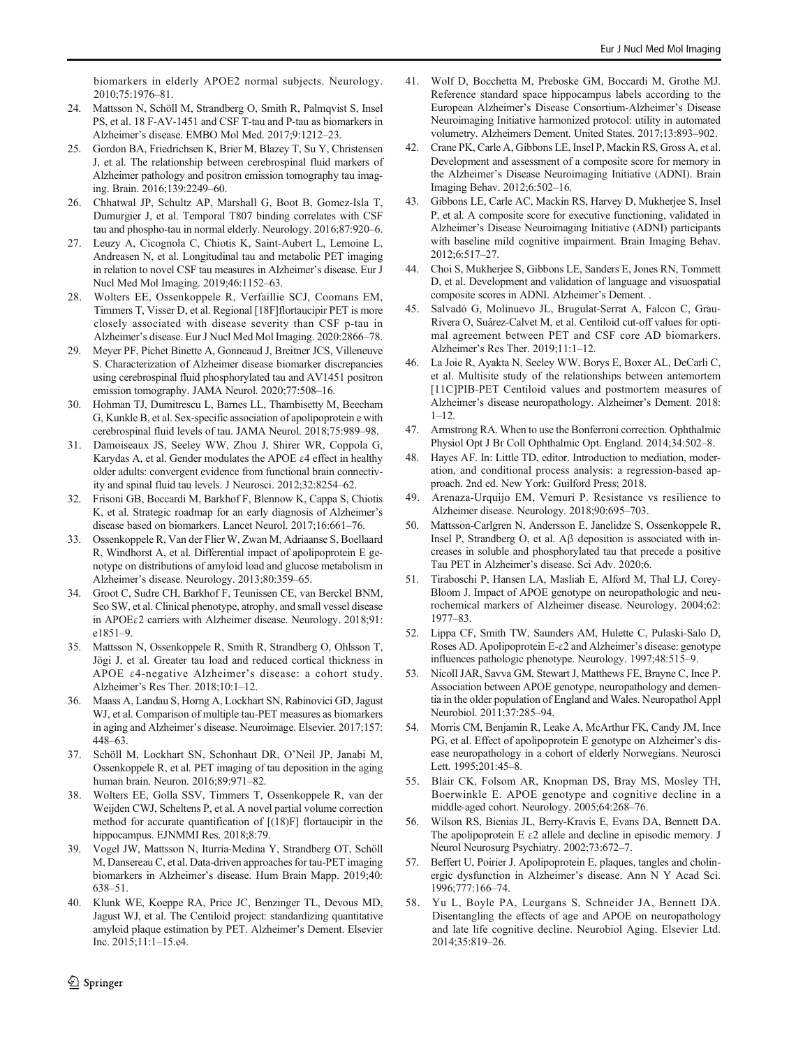biomarkers in elderly APOE2 normal subjects. Neurology. 2010;75:1976–81.

24. Mattsson N, Schöll M, Strandberg O, Smith R, Palmqvist S, Insel PS, et al. 18 F-AV-1451 and CSF T-tau and P-tau as biomarkers in Alzheimer's disease. EMBO Mol Med. 2017;9:1212–23.
25. Gordon BA, Friedrichsen K, Brier M, Blazey T, Su Y, Christensen J, et al. The relationship between cerebrospinal fluid markers of Alzheimer pathology and positron emission tomography tau imaging. Brain. 2016;139:2249–60.
26. Chhatwal JP, Schultz AP, Marshall G, Boot B, Gomez-Isla T, Dumurgier J, et al. Temporal T807 binding correlates with CSF tau and phospho-tau in normal elderly. Neurology. 2016;87:920–6.
27. Leuzy A, Cicognola C, Chiotis K, Saint-Aubert L, Lemoine L, Andreasen N, et al. Longitudinal tau and metabolic PET imaging in relation to novel CSF tau measures in Alzheimer's disease. Eur J Nucl Med Mol Imaging. 2019;46:1152–63.
28. Wolters EE, Ossenkoppele R, Verfaillie SCJ, Coomans EM, Timmers T, Visser D, et al. Regional [18F]flortaucipir PET is more closely associated with disease severity than CSF p-tau in Alzheimer's disease. Eur J Nucl Med Mol Imaging. 2020:2866–78.
29. Meyer PF, Pichet Binette A, Gonneaud J, Breitner JCS, Villeneuve S. Characterization of Alzheimer disease biomarker discrepancies using cerebrospinal fluid phosphorylated tau and AV1451 positron emission tomography. JAMA Neurol. 2020;77:508–16.
30. Hohman TJ, Dumitrescu L, Barnes LL, Thambisetty M, Beecham G, Kunkle B, et al. Sex-specific association of apolipoprotein e with cerebrospinal fluid levels of tau. JAMA Neurol. 2018;75:989–98.
31. Damoiseaux JS, Seeley WW, Zhou J, Shirer WR, Coppola G, Karydas A, et al. Gender modulates the APOE ε4 effect in healthy older adults: convergent evidence from functional brain connectivity and spinal fluid tau levels. J Neurosci. 2012;32:8254–62.
32. Frisoni GB, Boccardi M, Barkhof F, Blennow K, Cappa S, Chiotis K, et al. Strategic roadmap for an early diagnosis of Alzheimer's disease based on biomarkers. Lancet Neurol. 2017;16:661–76.
33. Ossenkoppele R, Van der Flier W, Zwan M, Adriaanse S, Boellaard R, Windhorst A, et al. Differential impact of apolipoprotein E genotype on distributions of amyloid load and glucose metabolism in Alzheimer's disease. Neurology. 2013;80:359–65.
34. Groot C, Sudre CH, Barkhof F, Teunissen CE, van Berckel BNM, Seo SW, et al. Clinical phenotype, atrophy, and small vessel disease in APOEε2 carriers with Alzheimer disease. Neurology. 2018;91:e1851–9.
35. Mattsson N, Ossenkoppele R, Smith R, Strandberg O, Ohlsson T, Jögi J, et al. Greater tau load and reduced cortical thickness in APOE ε4-negative Alzheimer's disease: a cohort study. Alzheimer's Res Ther. 2018;10:1–12.
36. Maass A, Landau S, Horng A, Lockhart SN, Rabinovici GD, Jagust WJ, et al. Comparison of multiple tau-PET measures as biomarkers in aging and Alzheimer's disease. Neuroimage. Elsevier. 2017;157:448–63.
37. Schöll M, Lockhart SN, Schonhaut DR, O'Neil JP, Janabi M, Ossenkoppele R, et al. PET imaging of tau deposition in the aging human brain. Neuron. 2016;89:971–82.
38. Wolters EE, Golla SSV, Timmers T, Ossenkoppele R, van der Weijden CWJ, Scheltens P, et al. A novel partial volume correction method for accurate quantification of [(18)F] flortaucipir in the hippocampus. EJNMMI Res. 2018;8:79.
39. Vogel JW, Mattsson N, Iturria-Medina Y, Strandberg OT, Schöll M, Dansereau C, et al. Data-driven approaches for tau-PET imaging biomarkers in Alzheimer's disease. Hum Brain Mapp. 2019;40:638–51.
40. Klunk WE, Koeppe RA, Price JC, Benzinger TL, Devous MD, Jagust WJ, et al. The Centiloid project: standardizing quantitative amyloid plaque estimation by PET. Alzheimer's Dement. Elsevier Inc. 2015;11:1–15.e4.
41. Wolf D, Bocchetta M, Preboske GM, Boccardi M, Grothe MJ. Reference standard space hippocampus labels according to the European Alzheimer's Disease Consortium-Alzheimer's Disease Neuroimaging Initiative harmonized protocol: utility in automated volumetry. Alzheimers Dement. United States. 2017;13:893–902.
42. Crane PK, Carle A, Gibbons LE, Insel P, Mackin RS, Gross A, et al. Development and assessment of a composite score for memory in the Alzheimer's Disease Neuroimaging Initiative (ADNI). Brain Imaging Behav. 2012;6:502–16.
43. Gibbons LE, Carle AC, Mackin RS, Harvey D, Mukherjee S, Insel P, et al. A composite score for executive functioning, validated in Alzheimer's Disease Neuroimaging Initiative (ADNI) participants with baseline mild cognitive impairment. Brain Imaging Behav. 2012;6:517–27.
44. Choi S, Mukherjee S, Gibbons LE, Sanders E, Jones RN, Tommett D, et al. Development and validation of language and visuospatial composite scores in ADNI. Alzheimer's Dement. .
45. Salvadó G, Molinuevo JL, Brugulat-Serrat A, Falcon C, Grau-Rivera O, Suárez-Calvet M, et al. Centiloid cut-off values for optimal agreement between PET and CSF core AD biomarkers. Alzheimer's Res Ther. 2019;11:1–12.
46. La Joie R, Ayakta N, Seeley WW, Borys E, Boxer AL, DeCarli C, et al. Multisite study of the relationships between antemortem [11C]PIB-PET Centiloid values and postmortem measures of Alzheimer's disease neuropathology. Alzheimer's Dement. 2018:1–12.
47. Armstrong RA. When to use the Bonferroni correction. Ophthalmic Physiol Opt J Br Coll Ophthalmic Opt. England. 2014;34:502–8.
48. Hayes AF. In: Little TD, editor. Introduction to mediation, moderation, and conditional process analysis: a regression-based approach. 2nd ed. New York: Guilford Press; 2018.
49. Arenaza-Urquijo EM, Vemuri P. Resistance vs resilience to Alzheimer disease. Neurology. 2018;90:695–703.
50. Mattsson-Carlgren N, Andersson E, Janelidze S, Ossenkoppele R, Insel P, Strandberg O, et al. Aβ deposition is associated with increases in soluble and phosphorylated tau that precede a positive Tau PET in Alzheimer's disease. Sci Adv. 2020;6.
51. Tiraboschi P, Hansen LA, Masliah E, Alford M, Thal LJ, Corey-Bloom J. Impact of APOE genotype on neuropathologic and neurochemical markers of Alzheimer disease. Neurology. 2004;62:1977–83.
52. Lippa CF, Smith TW, Saunders AM, Hulette C, Pulaski-Salo D, Roses AD. Apolipoprotein E-ε2 and Alzheimer's disease: genotype influences pathologic phenotype. Neurology. 1997;48:515–9.
53. Nicoll JAR, Savva GM, Stewart J, Matthews FE, Brayne C, Ince P. Association between APOE genotype, neuropathology and dementia in the older population of England and Wales. Neuropathol Appl Neurobiol. 2011;37:285–94.
54. Morris CM, Benjamin R, Leake A, McArthur FK, Candy JM, Ince PG, et al. Effect of apolipoprotein E genotype on Alzheimer's disease neuropathology in a cohort of elderly Norwegians. Neurosci Lett. 1995;201:45–8.
55. Blair CK, Folsom AR, Knopman DS, Bray MS, Mosley TH, Boerwinkle E. APOE genotype and cognitive decline in a middle-aged cohort. Neurology. 2005;64:268–76.
56. Wilson RS, Bienias JL, Berry-Kravis E, Evans DA, Bennett DA. The apolipoprotein E ε2 allele and decline in episodic memory. J Neurol Neurosurg Psychiatry. 2002;73:672–7.
57. Beffert U, Poirier J. Apolipoprotein E, plaques, tangles and cholinergic dysfunction in Alzheimer's disease. Ann N Y Acad Sci. 1996;777:166–74.
58. Yu L, Boyle PA, Leurgans S, Schneider JA, Bennett DA. Disentangling the effects of age and APOE on neuropathology and late life cognitive decline. Neurobiol Aging. Elsevier Ltd. 2014;35:819–26.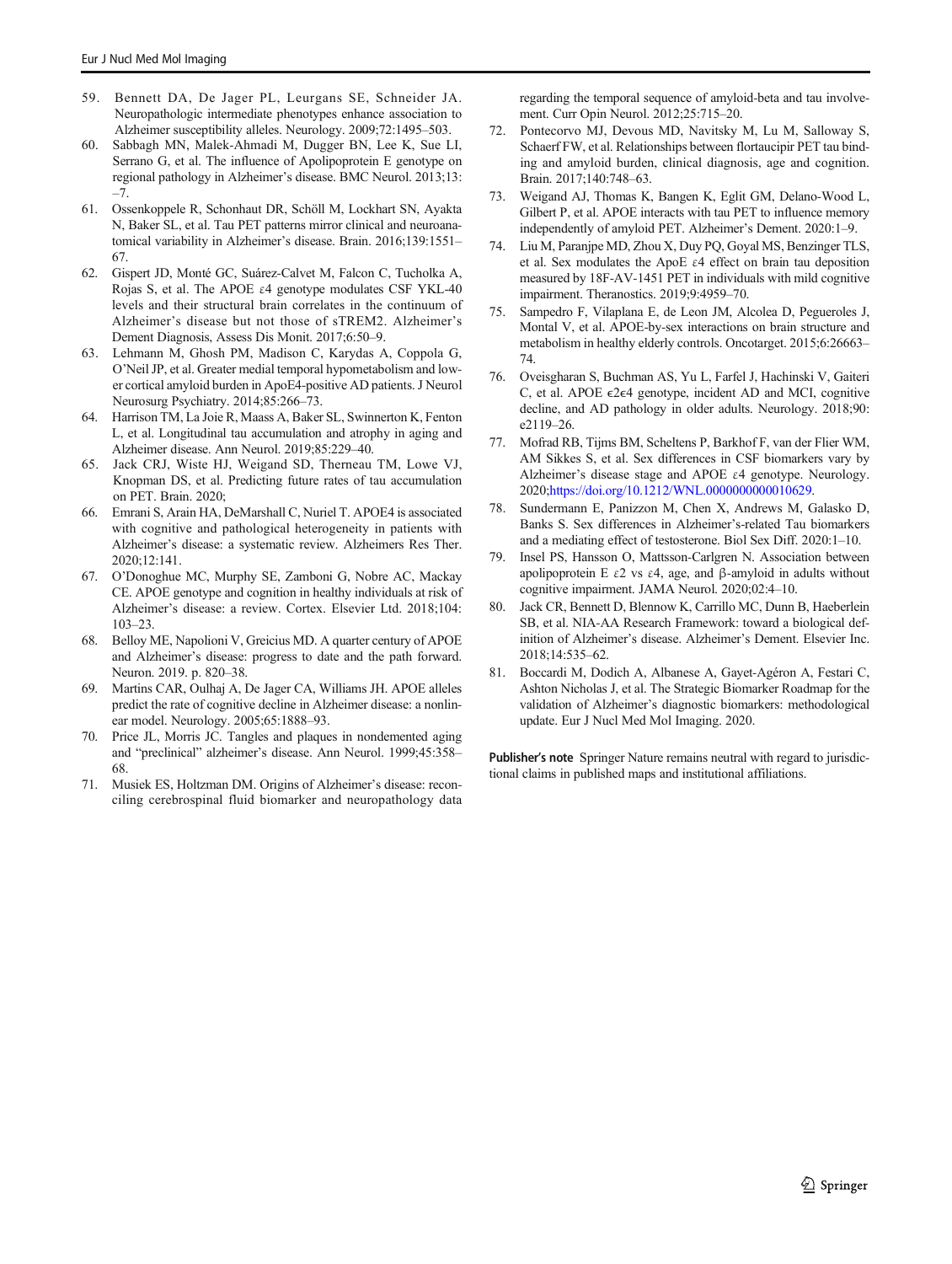59. Bennett DA, De Jager PL, Leurgans SE, Schneider JA. Neuropathologic intermediate phenotypes enhance association to Alzheimer susceptibility alleles. Neurology. 2009;72:1495–503.
60. Sabbagh MN, Malek-Ahmadi M, Dugger BN, Lee K, Sue LI, Serrano G, et al. The influence of Apolipoprotein E genotype on regional pathology in Alzheimer's disease. BMC Neurol. 2013;13: –7.
61. Ossenkoppele R, Schonhaut DR, Schöll M, Lockhart SN, Ayakta N, Baker SL, et al. Tau PET patterns mirror clinical and neuroanatomical variability in Alzheimer's disease. Brain. 2016;139:1551–67.
62. Gispert JD, Monté GC, Suárez-Calvet M, Falcon C, Tucholka A, Rojas S, et al. The APOE ε4 genotype modulates CSF YKL-40 levels and their structural brain correlates in the continuum of Alzheimer's disease but not those of sTREM2. Alzheimer's Dement Diagnosis, Assess Dis Monit. 2017;6:50–9.
63. Lehmann M, Ghosh PM, Madison C, Karydas A, Coppola G, O'Neil JP, et al. Greater medial temporal hypometabolism and lower cortical amyloid burden in ApoE4-positive AD patients. J Neurol Neurosurg Psychiatry. 2014;85:266–73.
64. Harrison TM, La Joie R, Maass A, Baker SL, Swinnerton K, Fenton L, et al. Longitudinal tau accumulation and atrophy in aging and Alzheimer disease. Ann Neurol. 2019;85:229–40.
65. Jack CRJ, Wiste HJ, Weigand SD, Therneau TM, Lowe VJ, Knopman DS, et al. Predicting future rates of tau accumulation on PET. Brain. 2020;
66. Emrani S, Arain HA, DeMarshall C, Nuriel T. APOE4 is associated with cognitive and pathological heterogeneity in patients with Alzheimer's disease: a systematic review. Alzheimers Res Ther. 2020;12:141.
67. O'Donoghue MC, Murphy SE, Zamboni G, Nobre AC, Mackay CE. APOE genotype and cognition in healthy individuals at risk of Alzheimer's disease: a review. Cortex. Elsevier Ltd. 2018;104: 103–23.
68. Belloy ME, Napolioni V, Greicius MD. A quarter century of APOE and Alzheimer's disease: progress to date and the path forward. Neuron. 2019. p. 820–38.
69. Martins CAR, Oulhaj A, De Jager CA, Williams JH. APOE alleles predict the rate of cognitive decline in Alzheimer disease: a nonlinear model. Neurology. 2005;65:1888–93.
70. Price JL, Morris JC. Tangles and plaques in nondemented aging and "preclinical" alzheimer's disease. Ann Neurol. 1999;45:358–68.
71. Musiek ES, Holtzman DM. Origins of Alzheimer's disease: reconciling cerebrospinal fluid biomarker and neuropathology data regarding the temporal sequence of amyloid-beta and tau involvement. Curr Opin Neurol. 2012;25:715–20.
72. Pontecorvo MJ, Devous MD, Navitsky M, Lu M, Salloway S, Schaerf FW, et al. Relationships between flortaucipir PET tau binding and amyloid burden, clinical diagnosis, age and cognition. Brain. 2017;140:748–63.
73. Weigand AJ, Thomas K, Bangen K, Eglit GM, Delano-Wood L, Gilbert P, et al. APOE interacts with tau PET to influence memory independently of amyloid PET. Alzheimer's Dement. 2020:1–9.
74. Liu M, Paranjpe MD, Zhou X, Duy PQ, Goyal MS, Benzinger TLS, et al. Sex modulates the ApoE ε4 effect on brain tau deposition measured by 18F-AV-1451 PET in individuals with mild cognitive impairment. Theranostics. 2019;9:4959–70.
75. Sampedro F, Vilaplana E, de Leon JM, Alcolea D, Pegueroles J, Montal V, et al. APOE-by-sex interactions on brain structure and metabolism in healthy elderly controls. Oncotarget. 2015;6:26663–74.
76. Oveisgharan S, Buchman AS, Yu L, Farfel J, Hachinski V, Gaiteri C, et al. APOE ϵ2ϵ4 genotype, incident AD and MCI, cognitive decline, and AD pathology in older adults. Neurology. 2018;90: e2119–26.
77. Mofrad RB, Tijms BM, Scheltens P, Barkhof F, van der Flier WM, AM Sikkes S, et al. Sex differences in CSF biomarkers vary by Alzheimer's disease stage and APOE ε4 genotype. Neurology. 2020;https://doi.org/10.1212/WNL.0000000000010629.
78. Sundermann E, Panizzon M, Chen X, Andrews M, Galasko D, Banks S. Sex differences in Alzheimer's-related Tau biomarkers and a mediating effect of testosterone. Biol Sex Diff. 2020:1–10.
79. Insel PS, Hansson O, Mattsson-Carlgren N. Association between apolipoprotein E ε2 vs ε4, age, and β-amyloid in adults without cognitive impairment. JAMA Neurol. 2020;02:4–10.
80. Jack CR, Bennett D, Blennow K, Carrillo MC, Dunn B, Haeberlein SB, et al. NIA-AA Research Framework: toward a biological definition of Alzheimer's disease. Alzheimer's Dement. Elsevier Inc. 2018;14:535–62.
81. Boccardi M, Dodich A, Albanese A, Gayet-Agéron A, Festari C, Ashton Nicholas J, et al. The Strategic Biomarker Roadmap for the validation of Alzheimer's diagnostic biomarkers: methodological update. Eur J Nucl Med Mol Imaging. 2020.

**Publisher's note** Springer Nature remains neutral with regard to jurisdictional claims in published maps and institutional affiliations.